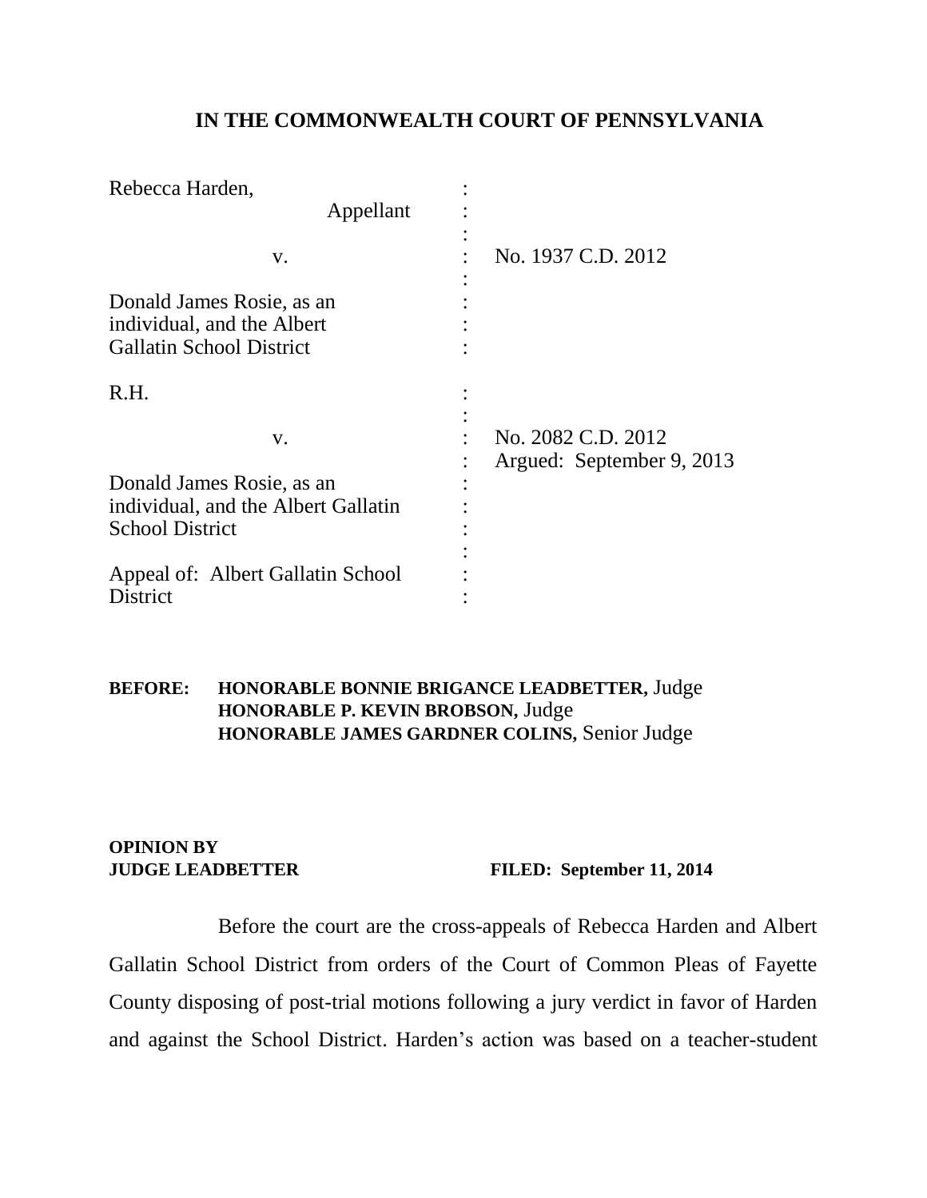## IN THE COMMONWEALTH COURT OF PENNSYLVANIA

| | | |
|---|---|---|
| Rebecca Harden, | : | |
| Appellant | : | |
| | : | |
| v. | : | No. 1937 C.D. 2012 |
| | : | |
| Donald James Rosie, as an individual, and the Albert Gallatin School District | : | |
| | | |
| R.H. | : | |
| | : | |
| v. | : | No. 2082 C.D. 2012 |
| | : | Argued: September 9, 2013 |
| Donald James Rosie, as an individual, and the Albert Gallatin School District | : | |
| | : | |
| Appeal of: Albert Gallatin School District | : | |

**BEFORE:** **HONORABLE BONNIE BRIGANCE LEADBETTER,** Judge
**HONORABLE P. KEVIN BROBSON,** Judge
**HONORABLE JAMES GARDNER COLINS,** Senior Judge

**OPINION BY**
**JUDGE LEADBETTER** **FILED: September 11, 2014**

Before the court are the cross-appeals of Rebecca Harden and Albert Gallatin School District from orders of the Court of Common Pleas of Fayette County disposing of post-trial motions following a jury verdict in favor of Harden and against the School District. Harden's action was based on a teacher-student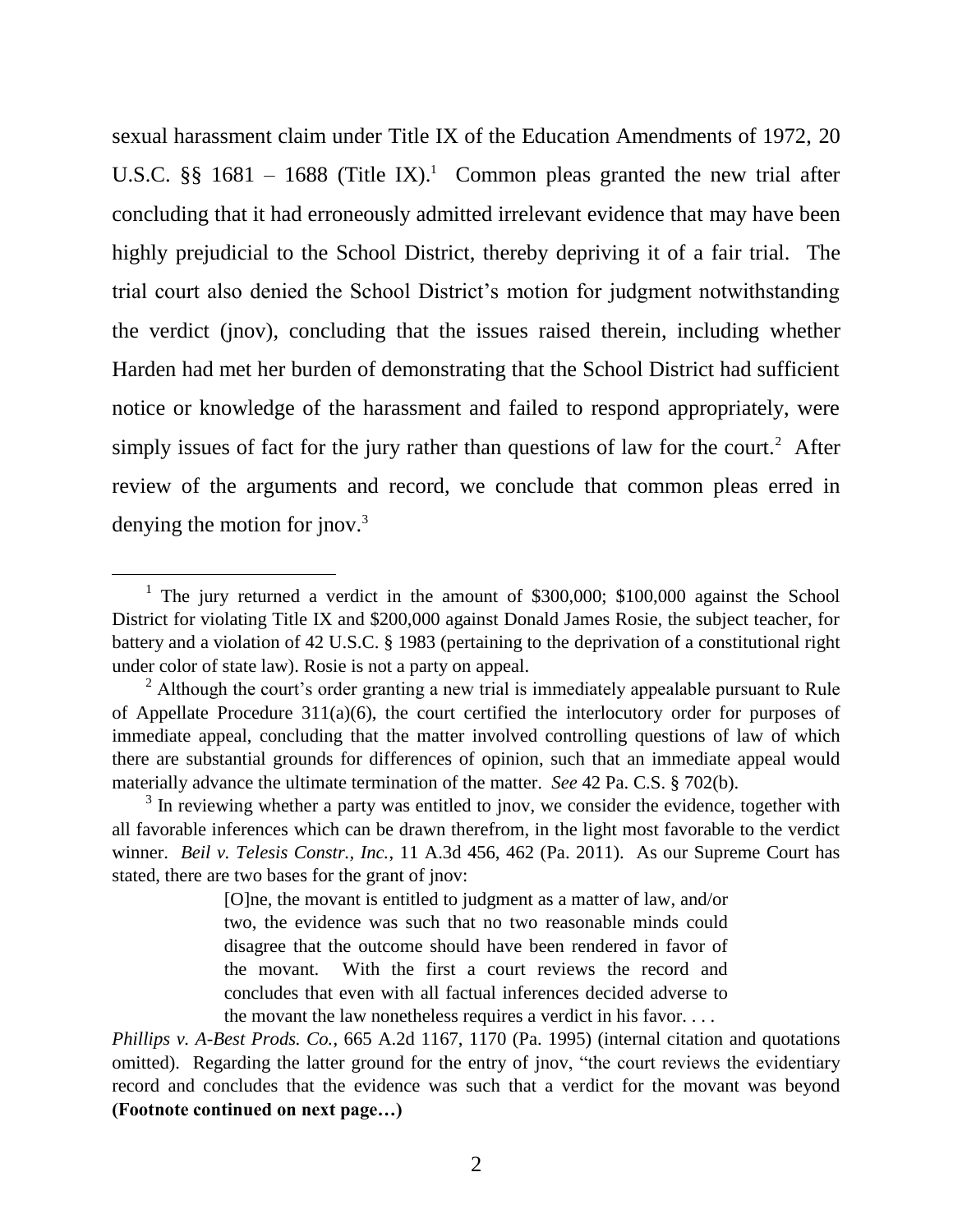sexual harassment claim under Title IX of the Education Amendments of 1972, 20 U.S.C. §§ 1681 – 1688 (Title IX).[1] Common pleas granted the new trial after concluding that it had erroneously admitted irrelevant evidence that may have been highly prejudicial to the School District, thereby depriving it of a fair trial. The trial court also denied the School District's motion for judgment notwithstanding the verdict (jnov), concluding that the issues raised therein, including whether Harden had met her burden of demonstrating that the School District had sufficient notice or knowledge of the harassment and failed to respond appropriately, were simply issues of fact for the jury rather than questions of law for the court.[2] After review of the arguments and record, we conclude that common pleas erred in denying the motion for jnov.[3]

---

[1] The jury returned a verdict in the amount of $300,000; $100,000 against the School District for violating Title IX and $200,000 against Donald James Rosie, the subject teacher, for battery and a violation of 42 U.S.C. § 1983 (pertaining to the deprivation of a constitutional right under color of state law). Rosie is not a party on appeal.

[2] Although the court's order granting a new trial is immediately appealable pursuant to Rule of Appellate Procedure 311(a)(6), the court certified the interlocutory order for purposes of immediate appeal, concluding that the matter involved controlling questions of law of which there are substantial grounds for differences of opinion, such that an immediate appeal would materially advance the ultimate termination of the matter. *See* 42 Pa. C.S. § 702(b).

[3] In reviewing whether a party was entitled to jnov, we consider the evidence, together with all favorable inferences which can be drawn therefrom, in the light most favorable to the verdict winner. *Beil v. Telesis Constr., Inc.*, 11 A.3d 456, 462 (Pa. 2011). As our Supreme Court has stated, there are two bases for the grant of jnov:

> [O]ne, the movant is entitled to judgment as a matter of law, and/or two, the evidence was such that no two reasonable minds could disagree that the outcome should have been rendered in favor of the movant. With the first a court reviews the record and concludes that even with all factual inferences decided adverse to the movant the law nonetheless requires a verdict in his favor. . . .

*Phillips v. A-Best Prods. Co.*, 665 A.2d 1167, 1170 (Pa. 1995) (internal citation and quotations omitted). Regarding the latter ground for the entry of jnov, "the court reviews the evidentiary record and concludes that the evidence was such that a verdict for the movant was beyond

**(Footnote continued on next page…)**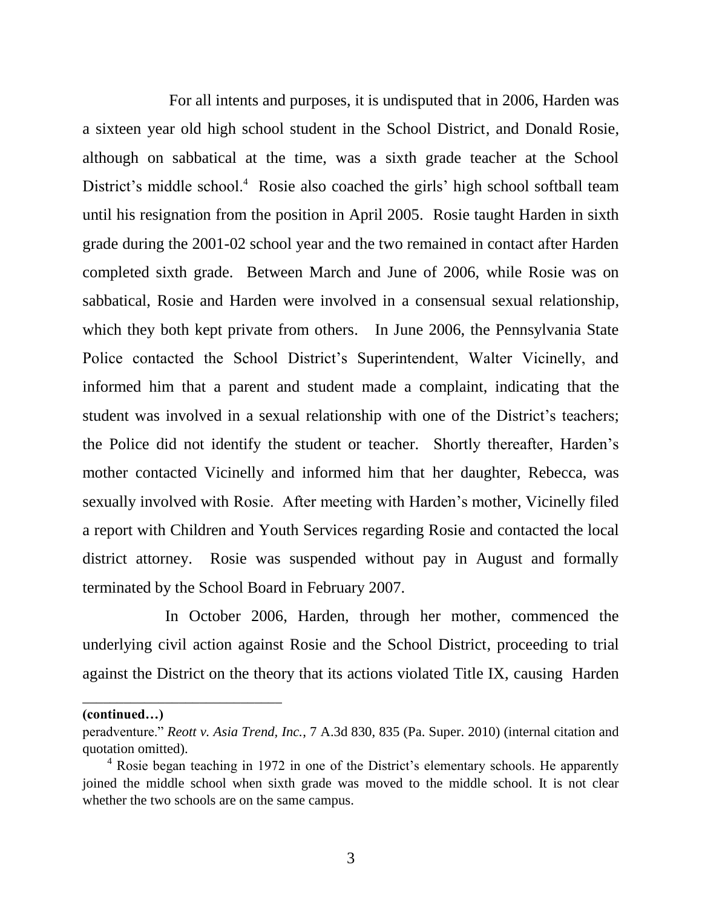For all intents and purposes, it is undisputed that in 2006, Harden was a sixteen year old high school student in the School District, and Donald Rosie, although on sabbatical at the time, was a sixth grade teacher at the School District's middle school.[4] Rosie also coached the girls' high school softball team until his resignation from the position in April 2005. Rosie taught Harden in sixth grade during the 2001-02 school year and the two remained in contact after Harden completed sixth grade. Between March and June of 2006, while Rosie was on sabbatical, Rosie and Harden were involved in a consensual sexual relationship, which they both kept private from others. In June 2006, the Pennsylvania State Police contacted the School District's Superintendent, Walter Vicinelly, and informed him that a parent and student made a complaint, indicating that the student was involved in a sexual relationship with one of the District's teachers; the Police did not identify the student or teacher. Shortly thereafter, Harden's mother contacted Vicinelly and informed him that her daughter, Rebecca, was sexually involved with Rosie. After meeting with Harden's mother, Vicinelly filed a report with Children and Youth Services regarding Rosie and contacted the local district attorney. Rosie was suspended without pay in August and formally terminated by the School Board in February 2007.

In October 2006, Harden, through her mother, commenced the underlying civil action against Rosie and the School District, proceeding to trial against the District on the theory that its actions violated Title IX, causing Harden

---

**(continued…)**

peradventure." *Reott v. Asia Trend, Inc.*, 7 A.3d 830, 835 (Pa. Super. 2010) (internal citation and quotation omitted).

[4] Rosie began teaching in 1972 in one of the District's elementary schools. He apparently joined the middle school when sixth grade was moved to the middle school. It is not clear whether the two schools are on the same campus.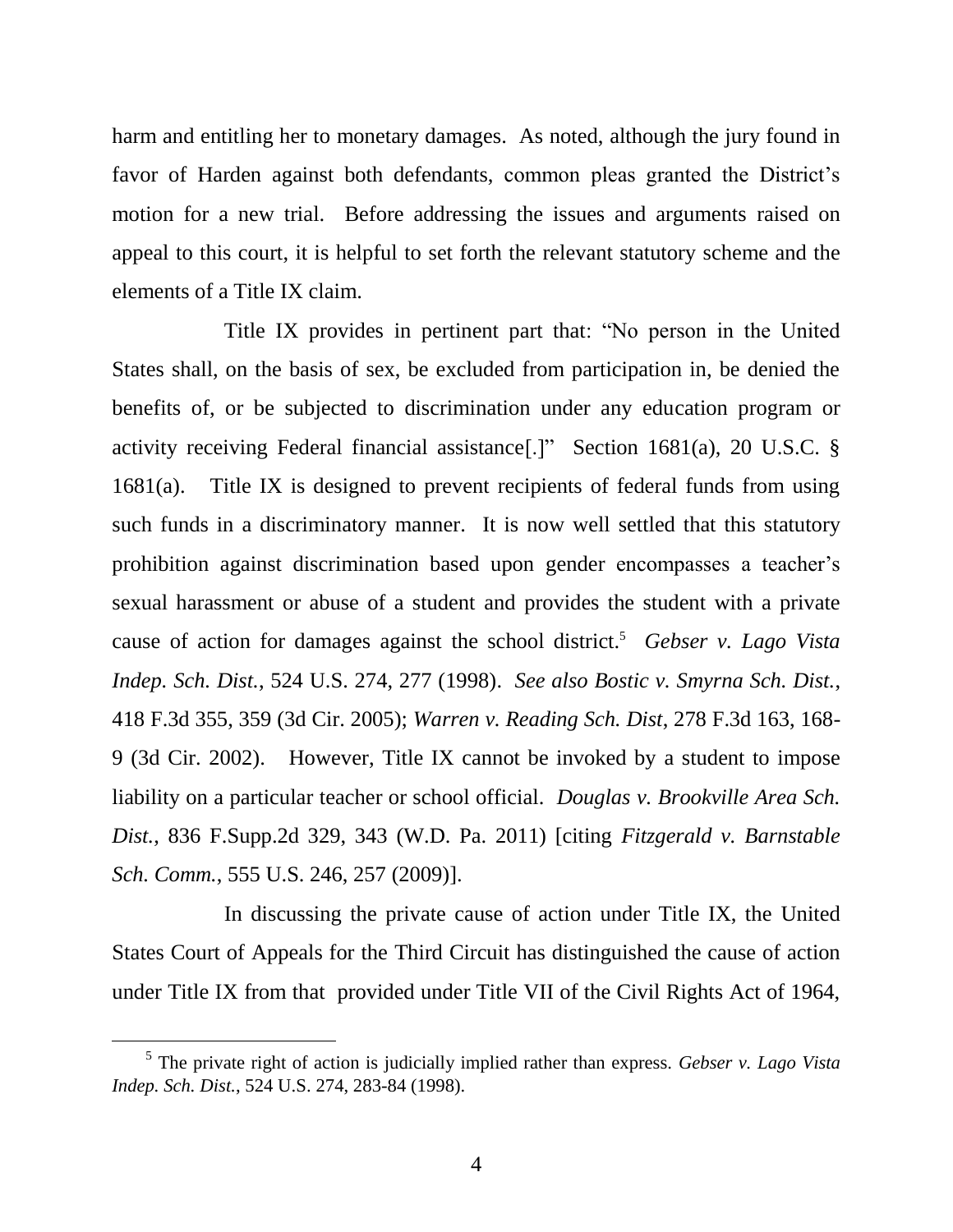harm and entitling her to monetary damages. As noted, although the jury found in favor of Harden against both defendants, common pleas granted the District's motion for a new trial. Before addressing the issues and arguments raised on appeal to this court, it is helpful to set forth the relevant statutory scheme and the elements of a Title IX claim.

Title IX provides in pertinent part that: "No person in the United States shall, on the basis of sex, be excluded from participation in, be denied the benefits of, or be subjected to discrimination under any education program or activity receiving Federal financial assistance[.]" Section 1681(a), 20 U.S.C. § 1681(a). Title IX is designed to prevent recipients of federal funds from using such funds in a discriminatory manner. It is now well settled that this statutory prohibition against discrimination based upon gender encompasses a teacher's sexual harassment or abuse of a student and provides the student with a private cause of action for damages against the school district.[5] *Gebser v. Lago Vista Indep. Sch. Dist.*, 524 U.S. 274, 277 (1998). *See also Bostic v. Smyrna Sch. Dist.*, 418 F.3d 355, 359 (3d Cir. 2005); *Warren v. Reading Sch. Dist*, 278 F.3d 163, 168-9 (3d Cir. 2002). However, Title IX cannot be invoked by a student to impose liability on a particular teacher or school official. *Douglas v. Brookville Area Sch. Dist.*, 836 F.Supp.2d 329, 343 (W.D. Pa. 2011) [citing *Fitzgerald v. Barnstable Sch. Comm.*, 555 U.S. 246, 257 (2009)].

In discussing the private cause of action under Title IX, the United States Court of Appeals for the Third Circuit has distinguished the cause of action under Title IX from that provided under Title VII of the Civil Rights Act of 1964,

[5] The private right of action is judicially implied rather than express. *Gebser v. Lago Vista Indep. Sch. Dist.*, 524 U.S. 274, 283-84 (1998).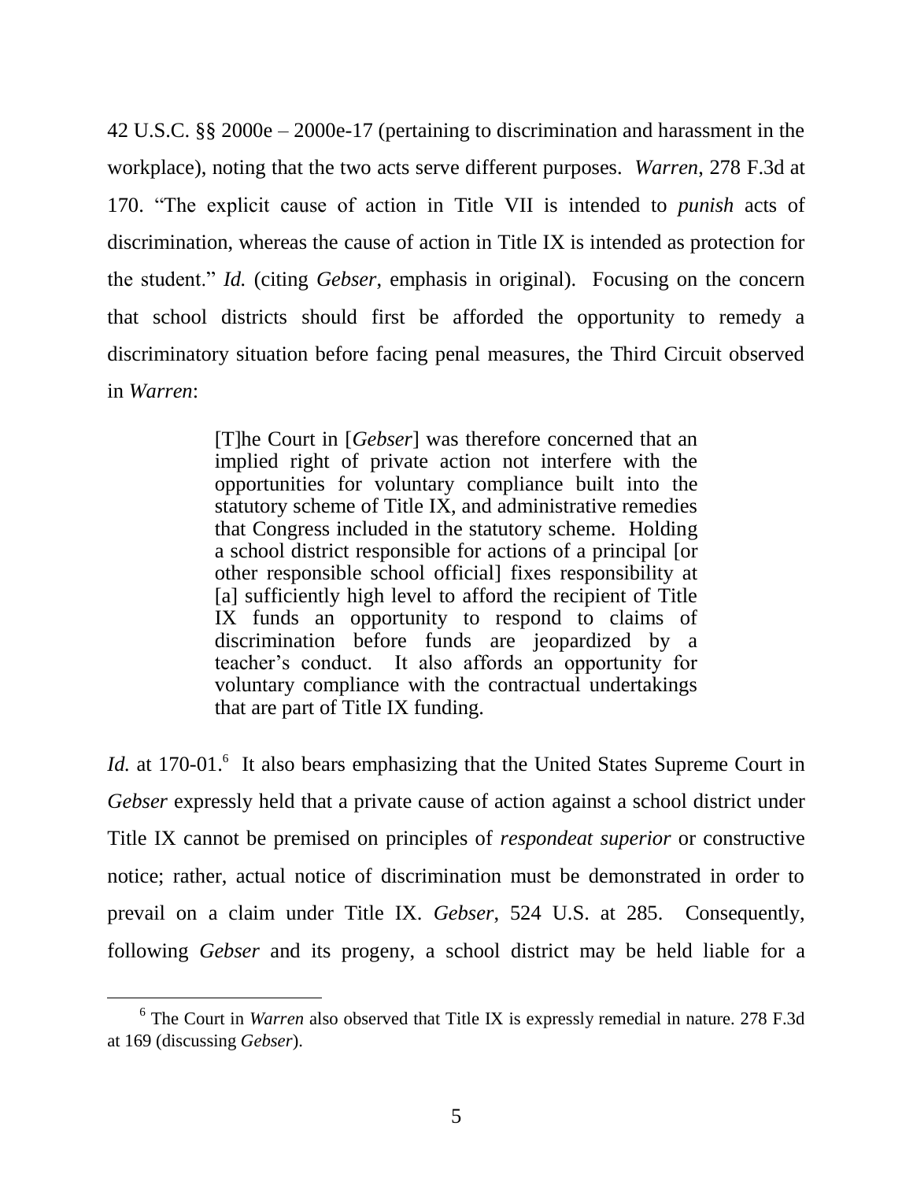42 U.S.C. §§ 2000e – 2000e-17 (pertaining to discrimination and harassment in the workplace), noting that the two acts serve different purposes. *Warren*, 278 F.3d at 170. "The explicit cause of action in Title VII is intended to *punish* acts of discrimination, whereas the cause of action in Title IX is intended as protection for the student." *Id.* (citing *Gebser*, emphasis in original). Focusing on the concern that school districts should first be afforded the opportunity to remedy a discriminatory situation before facing penal measures, the Third Circuit observed in *Warren*:

> [T]he Court in [*Gebser*] was therefore concerned that an implied right of private action not interfere with the opportunities for voluntary compliance built into the statutory scheme of Title IX, and administrative remedies that Congress included in the statutory scheme. Holding a school district responsible for actions of a principal [or other responsible school official] fixes responsibility at [a] sufficiently high level to afford the recipient of Title IX funds an opportunity to respond to claims of discrimination before funds are jeopardized by a teacher's conduct. It also affords an opportunity for voluntary compliance with the contractual undertakings that are part of Title IX funding.

*Id.* at 170-01.[6] It also bears emphasizing that the United States Supreme Court in *Gebser* expressly held that a private cause of action against a school district under Title IX cannot be premised on principles of *respondeat superior* or constructive notice; rather, actual notice of discrimination must be demonstrated in order to prevail on a claim under Title IX. *Gebser*, 524 U.S. at 285. Consequently, following *Gebser* and its progeny, a school district may be held liable for a

---

[6] The Court in *Warren* also observed that Title IX is expressly remedial in nature. 278 F.3d at 169 (discussing *Gebser*).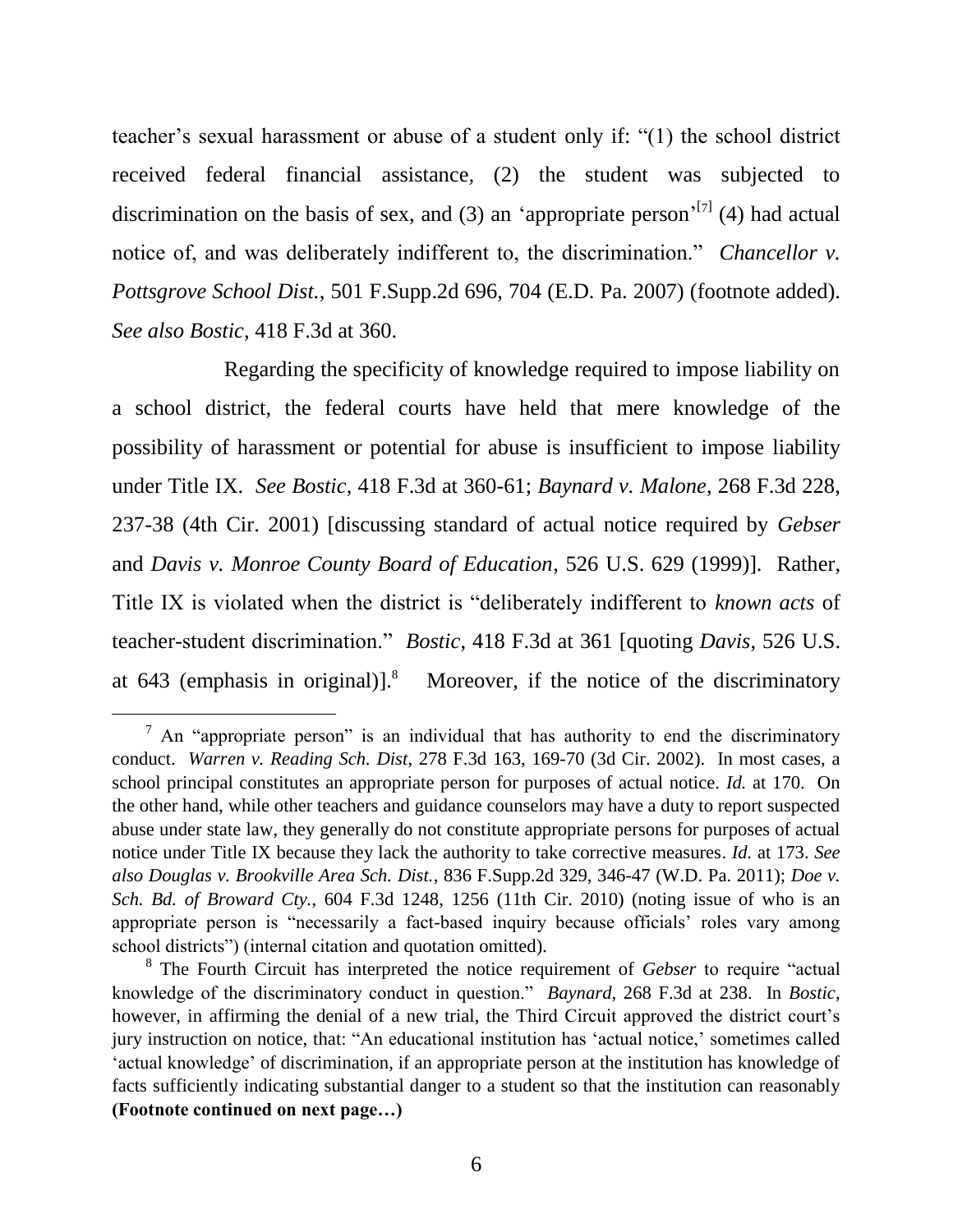teacher's sexual harassment or abuse of a student only if: "(1) the school district received federal financial assistance, (2) the student was subjected to discrimination on the basis of sex, and (3) an 'appropriate person'[7] (4) had actual notice of, and was deliberately indifferent to, the discrimination." *Chancellor v. Pottsgrove School Dist.*, 501 F.Supp.2d 696, 704 (E.D. Pa. 2007) (footnote added). *See also Bostic*, 418 F.3d at 360.

Regarding the specificity of knowledge required to impose liability on a school district, the federal courts have held that mere knowledge of the possibility of harassment or potential for abuse is insufficient to impose liability under Title IX. *See Bostic*, 418 F.3d at 360-61; *Baynard v. Malone*, 268 F.3d 228, 237-38 (4th Cir. 2001) [discussing standard of actual notice required by *Gebser* and *Davis v. Monroe County Board of Education*, 526 U.S. 629 (1999)]. Rather, Title IX is violated when the district is "deliberately indifferent to *known acts* of teacher-student discrimination." *Bostic*, 418 F.3d at 361 [quoting *Davis*, 526 U.S. at 643 (emphasis in original)].[8] Moreover, if the notice of the discriminatory

---

[7] An "appropriate person" is an individual that has authority to end the discriminatory conduct. *Warren v. Reading Sch. Dist*, 278 F.3d 163, 169-70 (3d Cir. 2002). In most cases, a school principal constitutes an appropriate person for purposes of actual notice. *Id.* at 170. On the other hand, while other teachers and guidance counselors may have a duty to report suspected abuse under state law, they generally do not constitute appropriate persons for purposes of actual notice under Title IX because they lack the authority to take corrective measures. *Id.* at 173. *See also Douglas v. Brookville Area Sch. Dist.*, 836 F.Supp.2d 329, 346-47 (W.D. Pa. 2011); *Doe v. Sch. Bd. of Broward Cty.*, 604 F.3d 1248, 1256 (11th Cir. 2010) (noting issue of who is an appropriate person is "necessarily a fact-based inquiry because officials' roles vary among school districts") (internal citation and quotation omitted).

[8] The Fourth Circuit has interpreted the notice requirement of *Gebser* to require "actual knowledge of the discriminatory conduct in question." *Baynard*, 268 F.3d at 238. In *Bostic*, however, in affirming the denial of a new trial, the Third Circuit approved the district court's jury instruction on notice, that: "An educational institution has 'actual notice,' sometimes called 'actual knowledge' of discrimination, if an appropriate person at the institution has knowledge of facts sufficiently indicating substantial danger to a student so that the institution can reasonably **(Footnote continued on next page…)**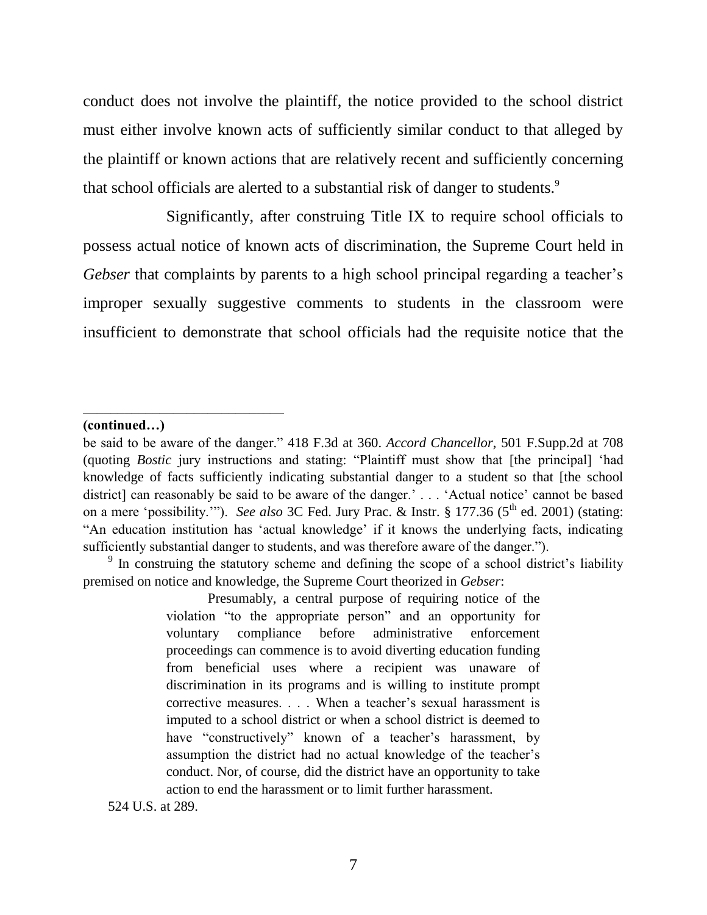conduct does not involve the plaintiff, the notice provided to the school district must either involve known acts of sufficiently similar conduct to that alleged by the plaintiff or known actions that are relatively recent and sufficiently concerning that school officials are alerted to a substantial risk of danger to students.[9]

Significantly, after construing Title IX to require school officials to possess actual notice of known acts of discrimination, the Supreme Court held in *Gebser* that complaints by parents to a high school principal regarding a teacher's improper sexually suggestive comments to students in the classroom were insufficient to demonstrate that school officials had the requisite notice that the

---

**(continued…)**

be said to be aware of the danger." 418 F.3d at 360. *Accord Chancellor*, 501 F.Supp.2d at 708 (quoting *Bostic* jury instructions and stating: "Plaintiff must show that [the principal] 'had knowledge of facts sufficiently indicating substantial danger to a student so that [the school district] can reasonably be said to be aware of the danger.' . . . 'Actual notice' cannot be based on a mere 'possibility.'"). *See also* 3C Fed. Jury Prac. & Instr. § 177.36 (5th ed. 2001) (stating: "An education institution has 'actual knowledge' if it knows the underlying facts, indicating sufficiently substantial danger to students, and was therefore aware of the danger.").

[9] In construing the statutory scheme and defining the scope of a school district's liability premised on notice and knowledge, the Supreme Court theorized in *Gebser*:

> Presumably, a central purpose of requiring notice of the violation "to the appropriate person" and an opportunity for voluntary compliance before administrative enforcement proceedings can commence is to avoid diverting education funding from beneficial uses where a recipient was unaware of discrimination in its programs and is willing to institute prompt corrective measures. . . . When a teacher's sexual harassment is imputed to a school district or when a school district is deemed to have "constructively" known of a teacher's harassment, by assumption the district had no actual knowledge of the teacher's conduct. Nor, of course, did the district have an opportunity to take action to end the harassment or to limit further harassment.

524 U.S. at 289.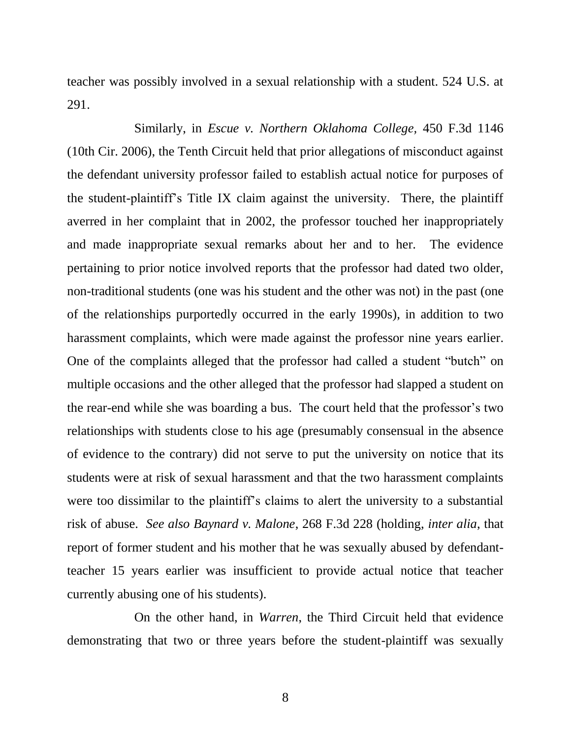teacher was possibly involved in a sexual relationship with a student. 524 U.S. at 291.

Similarly, in *Escue v. Northern Oklahoma College*, 450 F.3d 1146 (10th Cir. 2006), the Tenth Circuit held that prior allegations of misconduct against the defendant university professor failed to establish actual notice for purposes of the student-plaintiff's Title IX claim against the university. There, the plaintiff averred in her complaint that in 2002, the professor touched her inappropriately and made inappropriate sexual remarks about her and to her. The evidence pertaining to prior notice involved reports that the professor had dated two older, non-traditional students (one was his student and the other was not) in the past (one of the relationships purportedly occurred in the early 1990s), in addition to two harassment complaints, which were made against the professor nine years earlier. One of the complaints alleged that the professor had called a student "butch" on multiple occasions and the other alleged that the professor had slapped a student on the rear-end while she was boarding a bus. The court held that the professor's two relationships with students close to his age (presumably consensual in the absence of evidence to the contrary) did not serve to put the university on notice that its students were at risk of sexual harassment and that the two harassment complaints were too dissimilar to the plaintiff's claims to alert the university to a substantial risk of abuse. *See also Baynard v. Malone*, 268 F.3d 228 (holding, *inter alia*, that report of former student and his mother that he was sexually abused by defendant-teacher 15 years earlier was insufficient to provide actual notice that teacher currently abusing one of his students).

On the other hand, in *Warren*, the Third Circuit held that evidence demonstrating that two or three years before the student-plaintiff was sexually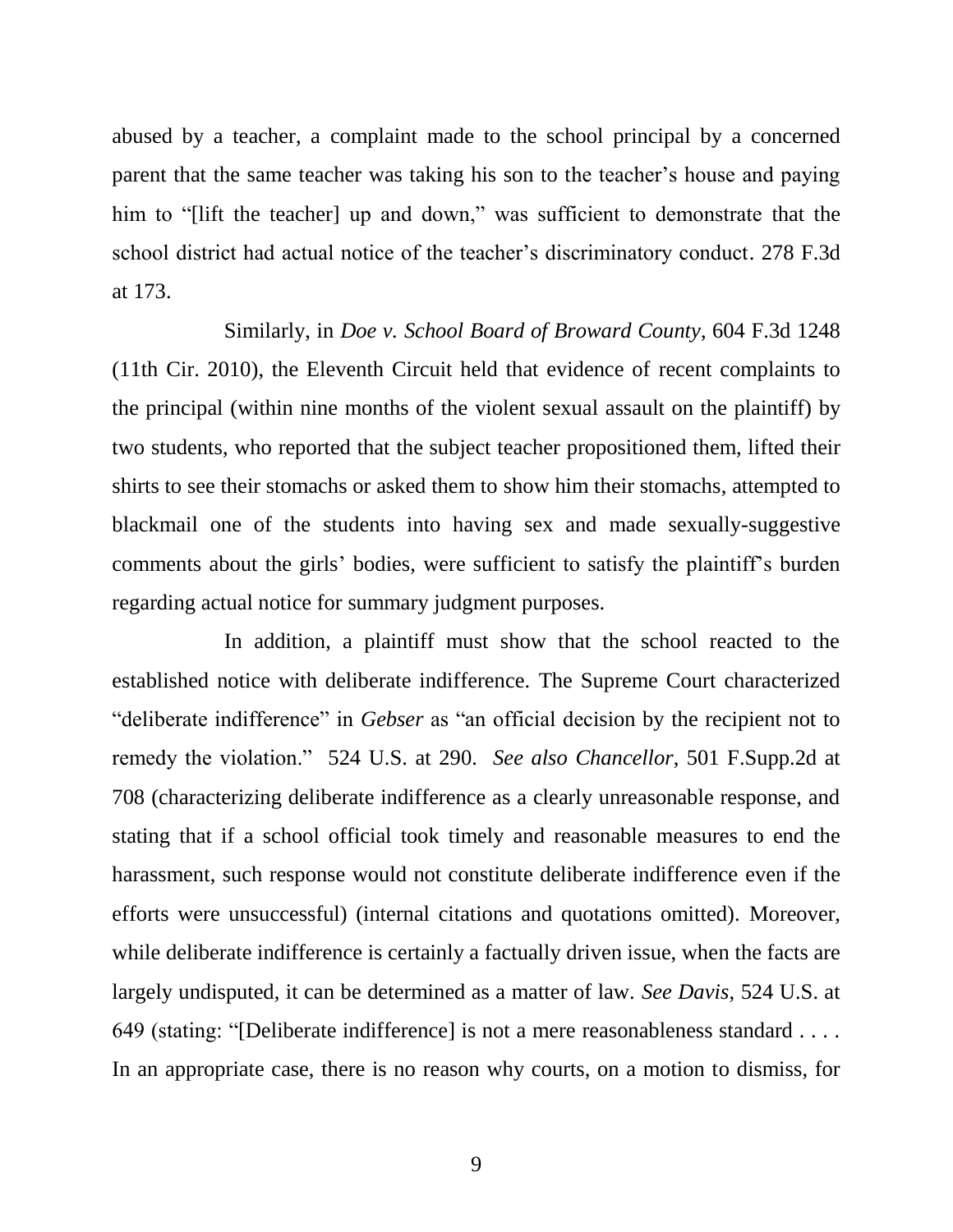abused by a teacher, a complaint made to the school principal by a concerned parent that the same teacher was taking his son to the teacher's house and paying him to "[lift the teacher] up and down," was sufficient to demonstrate that the school district had actual notice of the teacher's discriminatory conduct. 278 F.3d at 173.

Similarly, in *Doe v. School Board of Broward County*, 604 F.3d 1248 (11th Cir. 2010), the Eleventh Circuit held that evidence of recent complaints to the principal (within nine months of the violent sexual assault on the plaintiff) by two students, who reported that the subject teacher propositioned them, lifted their shirts to see their stomachs or asked them to show him their stomachs, attempted to blackmail one of the students into having sex and made sexually-suggestive comments about the girls' bodies, were sufficient to satisfy the plaintiff's burden regarding actual notice for summary judgment purposes.

In addition, a plaintiff must show that the school reacted to the established notice with deliberate indifference. The Supreme Court characterized "deliberate indifference" in *Gebser* as "an official decision by the recipient not to remedy the violation." 524 U.S. at 290. *See also Chancellor*, 501 F.Supp.2d at 708 (characterizing deliberate indifference as a clearly unreasonable response, and stating that if a school official took timely and reasonable measures to end the harassment, such response would not constitute deliberate indifference even if the efforts were unsuccessful) (internal citations and quotations omitted). Moreover, while deliberate indifference is certainly a factually driven issue, when the facts are largely undisputed, it can be determined as a matter of law. *See Davis*, 524 U.S. at 649 (stating: "[Deliberate indifference] is not a mere reasonableness standard . . . . In an appropriate case, there is no reason why courts, on a motion to dismiss, for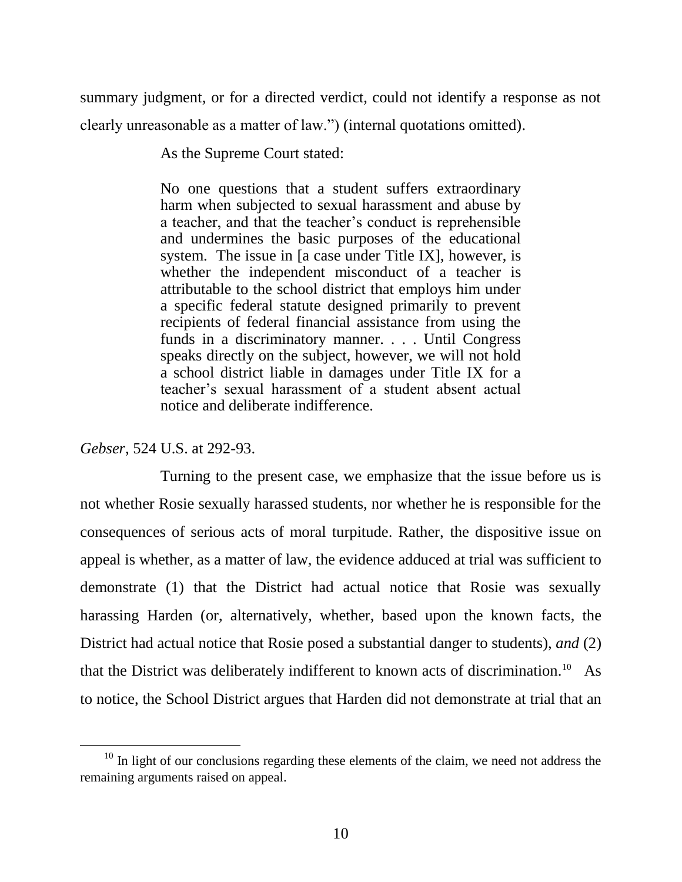summary judgment, or for a directed verdict, could not identify a response as not clearly unreasonable as a matter of law.") (internal quotations omitted).

As the Supreme Court stated:

> No one questions that a student suffers extraordinary harm when subjected to sexual harassment and abuse by a teacher, and that the teacher's conduct is reprehensible and undermines the basic purposes of the educational system. The issue in [a case under Title IX], however, is whether the independent misconduct of a teacher is attributable to the school district that employs him under a specific federal statute designed primarily to prevent recipients of federal financial assistance from using the funds in a discriminatory manner. . . . Until Congress speaks directly on the subject, however, we will not hold a school district liable in damages under Title IX for a teacher's sexual harassment of a student absent actual notice and deliberate indifference.

*Gebser*, 524 U.S. at 292-93.

Turning to the present case, we emphasize that the issue before us is not whether Rosie sexually harassed students, nor whether he is responsible for the consequences of serious acts of moral turpitude. Rather, the dispositive issue on appeal is whether, as a matter of law, the evidence adduced at trial was sufficient to demonstrate (1) that the District had actual notice that Rosie was sexually harassing Harden (or, alternatively, whether, based upon the known facts, the District had actual notice that Rosie posed a substantial danger to students), *and* (2) that the District was deliberately indifferent to known acts of discrimination.[10] As to notice, the School District argues that Harden did not demonstrate at trial that an

[10] In light of our conclusions regarding these elements of the claim, we need not address the remaining arguments raised on appeal.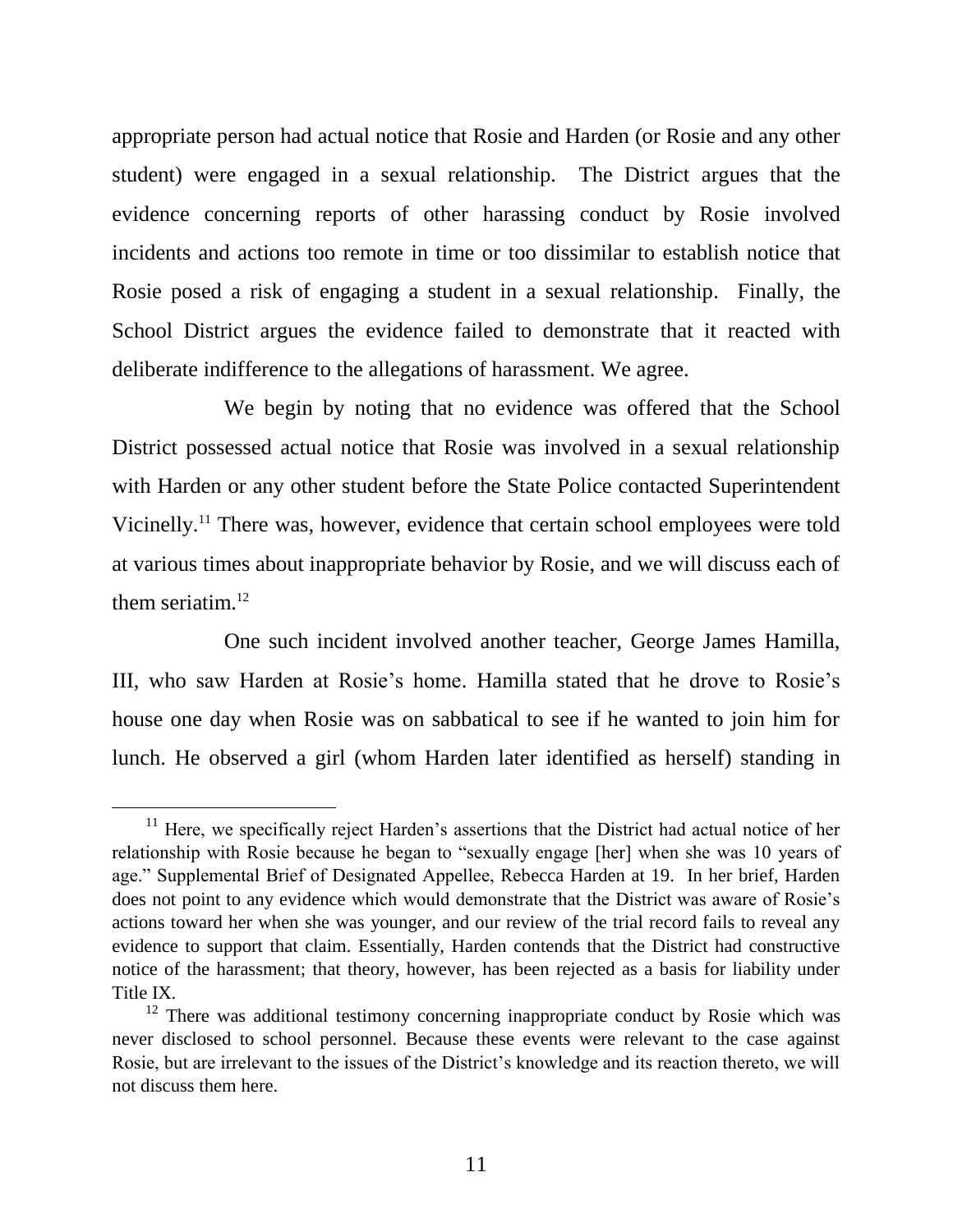appropriate person had actual notice that Rosie and Harden (or Rosie and any other student) were engaged in a sexual relationship. The District argues that the evidence concerning reports of other harassing conduct by Rosie involved incidents and actions too remote in time or too dissimilar to establish notice that Rosie posed a risk of engaging a student in a sexual relationship. Finally, the School District argues the evidence failed to demonstrate that it reacted with deliberate indifference to the allegations of harassment. We agree.

We begin by noting that no evidence was offered that the School District possessed actual notice that Rosie was involved in a sexual relationship with Harden or any other student before the State Police contacted Superintendent Vicinelly.[11] There was, however, evidence that certain school employees were told at various times about inappropriate behavior by Rosie, and we will discuss each of them seriatim.[12]

One such incident involved another teacher, George James Hamilla, III, who saw Harden at Rosie's home. Hamilla stated that he drove to Rosie's house one day when Rosie was on sabbatical to see if he wanted to join him for lunch. He observed a girl (whom Harden later identified as herself) standing in

---

[11] Here, we specifically reject Harden's assertions that the District had actual notice of her relationship with Rosie because he began to "sexually engage [her] when she was 10 years of age." Supplemental Brief of Designated Appellee, Rebecca Harden at 19. In her brief, Harden does not point to any evidence which would demonstrate that the District was aware of Rosie's actions toward her when she was younger, and our review of the trial record fails to reveal any evidence to support that claim. Essentially, Harden contends that the District had constructive notice of the harassment; that theory, however, has been rejected as a basis for liability under Title IX.

[12] There was additional testimony concerning inappropriate conduct by Rosie which was never disclosed to school personnel. Because these events were relevant to the case against Rosie, but are irrelevant to the issues of the District's knowledge and its reaction thereto, we will not discuss them here.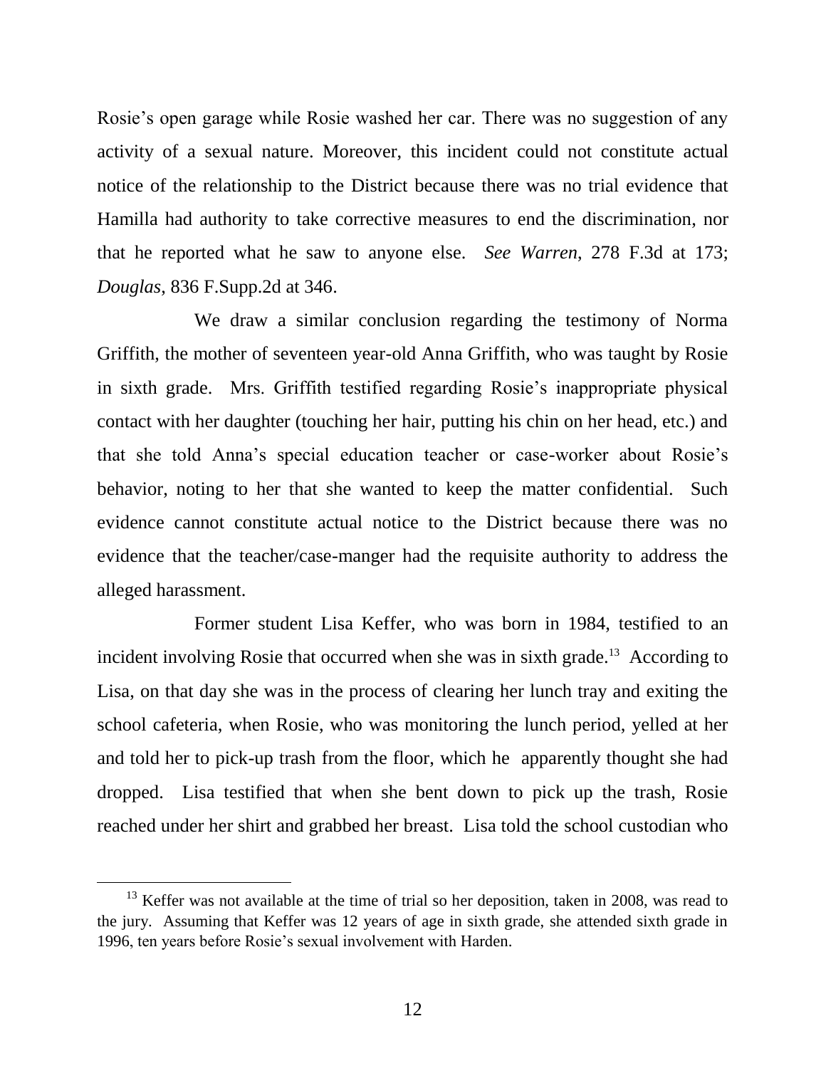Rosie's open garage while Rosie washed her car. There was no suggestion of any activity of a sexual nature. Moreover, this incident could not constitute actual notice of the relationship to the District because there was no trial evidence that Hamilla had authority to take corrective measures to end the discrimination, nor that he reported what he saw to anyone else. *See Warren*, 278 F.3d at 173; *Douglas*, 836 F.Supp.2d at 346.

We draw a similar conclusion regarding the testimony of Norma Griffith, the mother of seventeen year-old Anna Griffith, who was taught by Rosie in sixth grade. Mrs. Griffith testified regarding Rosie's inappropriate physical contact with her daughter (touching her hair, putting his chin on her head, etc.) and that she told Anna's special education teacher or case-worker about Rosie's behavior, noting to her that she wanted to keep the matter confidential. Such evidence cannot constitute actual notice to the District because there was no evidence that the teacher/case-manger had the requisite authority to address the alleged harassment.

Former student Lisa Keffer, who was born in 1984, testified to an incident involving Rosie that occurred when she was in sixth grade.[13] According to Lisa, on that day she was in the process of clearing her lunch tray and exiting the school cafeteria, when Rosie, who was monitoring the lunch period, yelled at her and told her to pick-up trash from the floor, which he apparently thought she had dropped. Lisa testified that when she bent down to pick up the trash, Rosie reached under her shirt and grabbed her breast. Lisa told the school custodian who

---

[13] Keffer was not available at the time of trial so her deposition, taken in 2008, was read to the jury. Assuming that Keffer was 12 years of age in sixth grade, she attended sixth grade in 1996, ten years before Rosie's sexual involvement with Harden.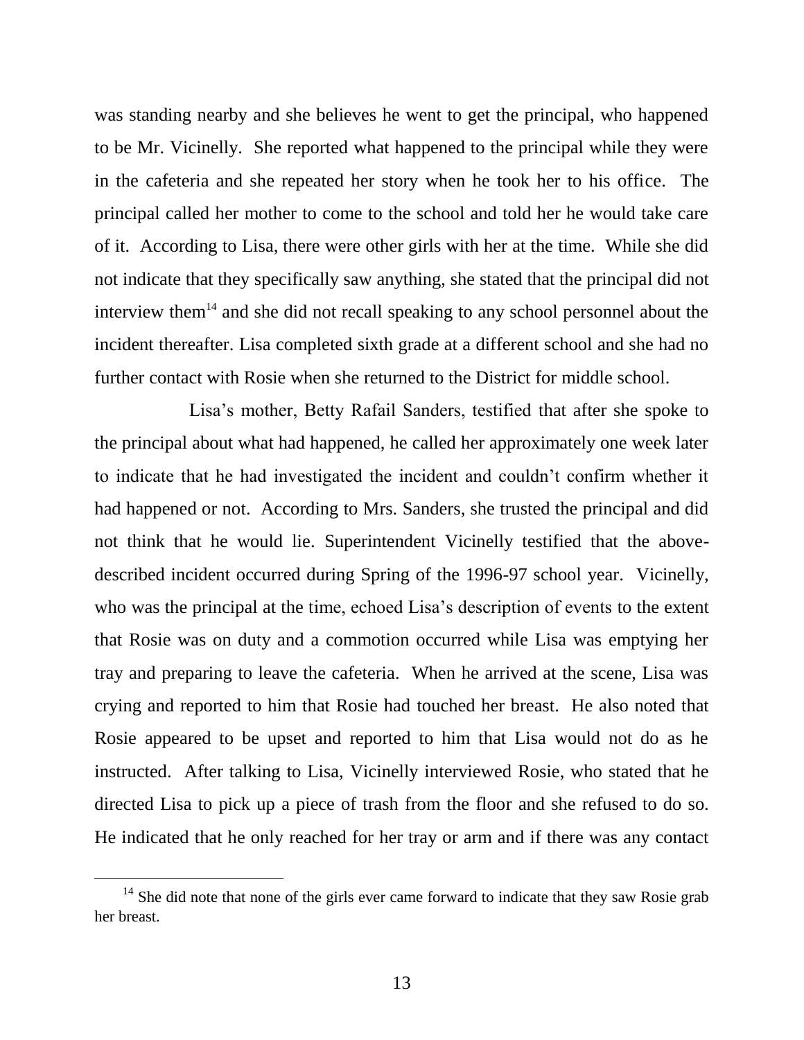was standing nearby and she believes he went to get the principal, who happened to be Mr. Vicinelly. She reported what happened to the principal while they were in the cafeteria and she repeated her story when he took her to his office. The principal called her mother to come to the school and told her he would take care of it. According to Lisa, there were other girls with her at the time. While she did not indicate that they specifically saw anything, she stated that the principal did not interview them[14] and she did not recall speaking to any school personnel about the incident thereafter. Lisa completed sixth grade at a different school and she had no further contact with Rosie when she returned to the District for middle school.

Lisa's mother, Betty Rafail Sanders, testified that after she spoke to the principal about what had happened, he called her approximately one week later to indicate that he had investigated the incident and couldn't confirm whether it had happened or not. According to Mrs. Sanders, she trusted the principal and did not think that he would lie. Superintendent Vicinelly testified that the above-described incident occurred during Spring of the 1996-97 school year. Vicinelly, who was the principal at the time, echoed Lisa's description of events to the extent that Rosie was on duty and a commotion occurred while Lisa was emptying her tray and preparing to leave the cafeteria. When he arrived at the scene, Lisa was crying and reported to him that Rosie had touched her breast. He also noted that Rosie appeared to be upset and reported to him that Lisa would not do as he instructed. After talking to Lisa, Vicinelly interviewed Rosie, who stated that he directed Lisa to pick up a piece of trash from the floor and she refused to do so. He indicated that he only reached for her tray or arm and if there was any contact

[14] She did note that none of the girls ever came forward to indicate that they saw Rosie grab her breast.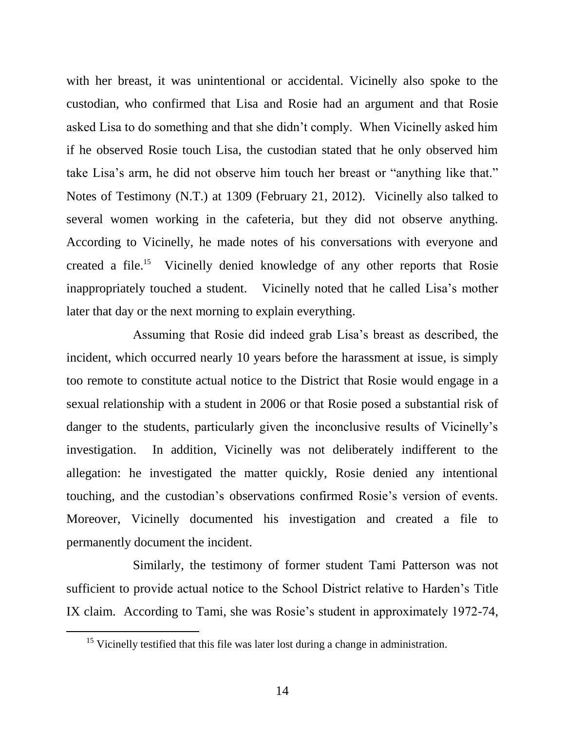with her breast, it was unintentional or accidental. Vicinelly also spoke to the custodian, who confirmed that Lisa and Rosie had an argument and that Rosie asked Lisa to do something and that she didn't comply. When Vicinelly asked him if he observed Rosie touch Lisa, the custodian stated that he only observed him take Lisa's arm, he did not observe him touch her breast or "anything like that." Notes of Testimony (N.T.) at 1309 (February 21, 2012). Vicinelly also talked to several women working in the cafeteria, but they did not observe anything. According to Vicinelly, he made notes of his conversations with everyone and created a file.[15] Vicinelly denied knowledge of any other reports that Rosie inappropriately touched a student. Vicinelly noted that he called Lisa's mother later that day or the next morning to explain everything.

Assuming that Rosie did indeed grab Lisa's breast as described, the incident, which occurred nearly 10 years before the harassment at issue, is simply too remote to constitute actual notice to the District that Rosie would engage in a sexual relationship with a student in 2006 or that Rosie posed a substantial risk of danger to the students, particularly given the inconclusive results of Vicinelly's investigation. In addition, Vicinelly was not deliberately indifferent to the allegation: he investigated the matter quickly, Rosie denied any intentional touching, and the custodian's observations confirmed Rosie's version of events. Moreover, Vicinelly documented his investigation and created a file to permanently document the incident.

Similarly, the testimony of former student Tami Patterson was not sufficient to provide actual notice to the School District relative to Harden's Title IX claim. According to Tami, she was Rosie's student in approximately 1972-74,

---

[15] Vicinelly testified that this file was later lost during a change in administration.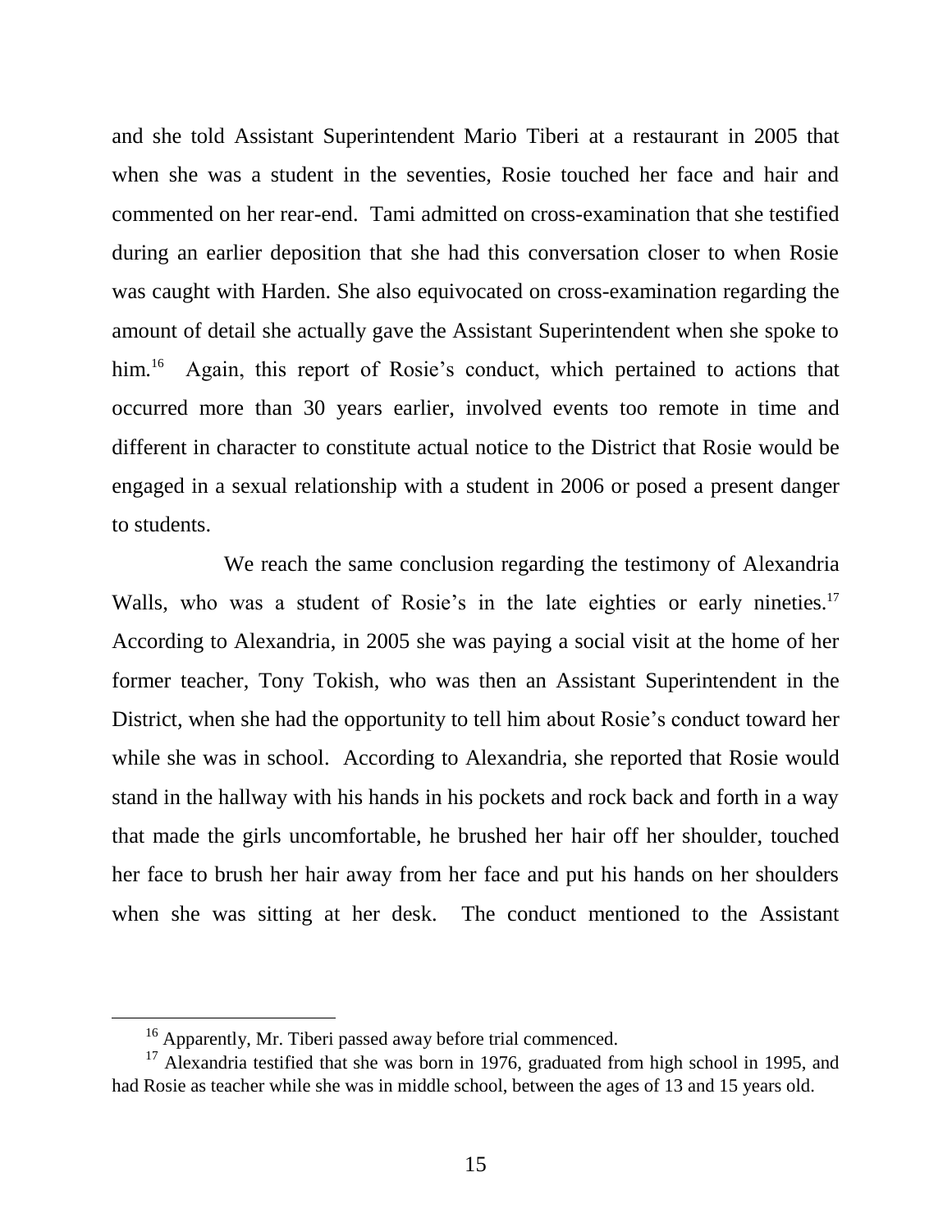and she told Assistant Superintendent Mario Tiberi at a restaurant in 2005 that when she was a student in the seventies, Rosie touched her face and hair and commented on her rear-end. Tami admitted on cross-examination that she testified during an earlier deposition that she had this conversation closer to when Rosie was caught with Harden. She also equivocated on cross-examination regarding the amount of detail she actually gave the Assistant Superintendent when she spoke to him.[16] Again, this report of Rosie's conduct, which pertained to actions that occurred more than 30 years earlier, involved events too remote in time and different in character to constitute actual notice to the District that Rosie would be engaged in a sexual relationship with a student in 2006 or posed a present danger to students.

We reach the same conclusion regarding the testimony of Alexandria Walls, who was a student of Rosie's in the late eighties or early nineties.[17] According to Alexandria, in 2005 she was paying a social visit at the home of her former teacher, Tony Tokish, who was then an Assistant Superintendent in the District, when she had the opportunity to tell him about Rosie's conduct toward her while she was in school. According to Alexandria, she reported that Rosie would stand in the hallway with his hands in his pockets and rock back and forth in a way that made the girls uncomfortable, he brushed her hair off her shoulder, touched her face to brush her hair away from her face and put his hands on her shoulders when she was sitting at her desk. The conduct mentioned to the Assistant

[16] Apparently, Mr. Tiberi passed away before trial commenced.

[17] Alexandria testified that she was born in 1976, graduated from high school in 1995, and had Rosie as teacher while she was in middle school, between the ages of 13 and 15 years old.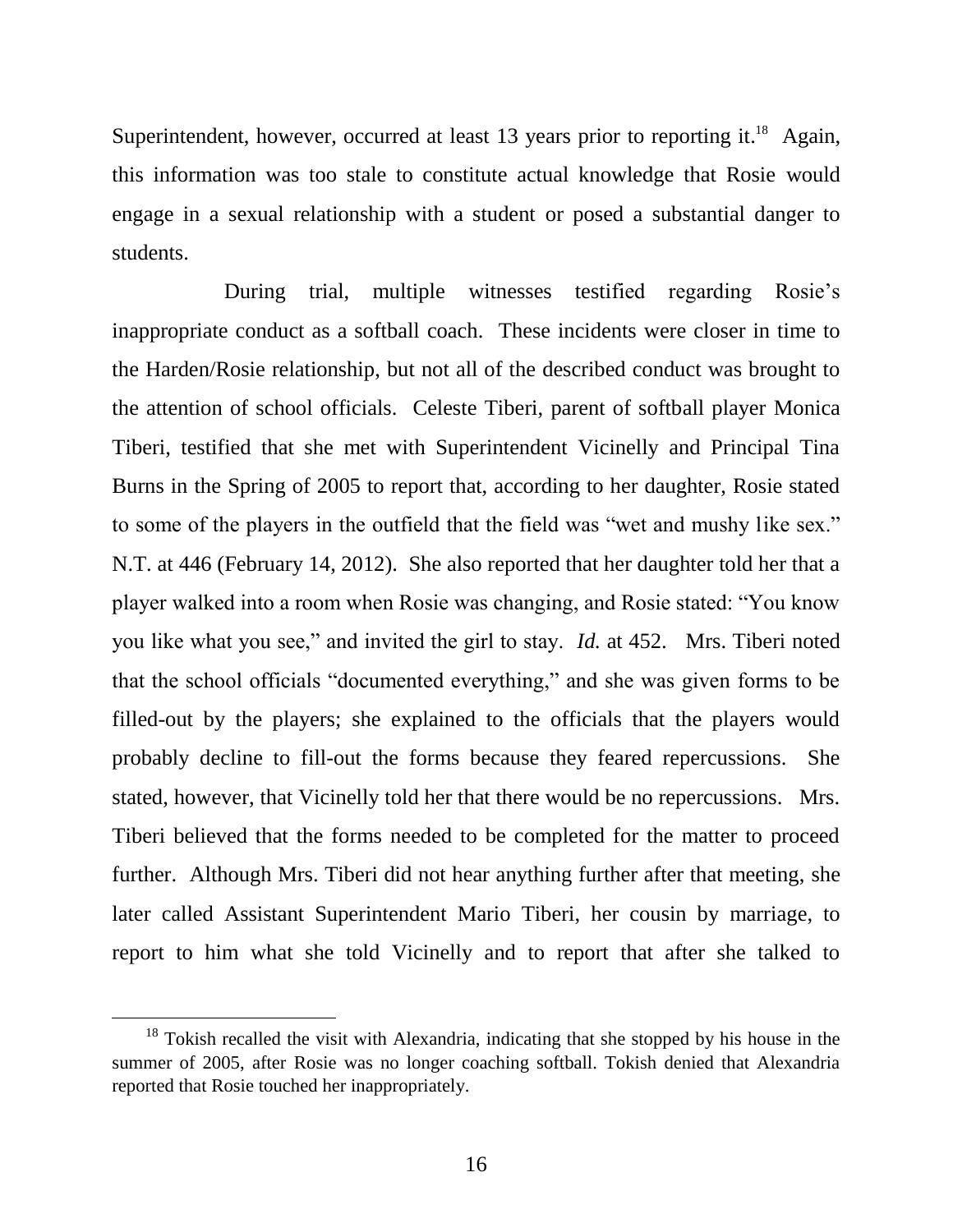Superintendent, however, occurred at least 13 years prior to reporting it.[18] Again, this information was too stale to constitute actual knowledge that Rosie would engage in a sexual relationship with a student or posed a substantial danger to students.

During trial, multiple witnesses testified regarding Rosie's inappropriate conduct as a softball coach. These incidents were closer in time to the Harden/Rosie relationship, but not all of the described conduct was brought to the attention of school officials. Celeste Tiberi, parent of softball player Monica Tiberi, testified that she met with Superintendent Vicinelly and Principal Tina Burns in the Spring of 2005 to report that, according to her daughter, Rosie stated to some of the players in the outfield that the field was "wet and mushy like sex." N.T. at 446 (February 14, 2012). She also reported that her daughter told her that a player walked into a room when Rosie was changing, and Rosie stated: "You know you like what you see," and invited the girl to stay. *Id.* at 452. Mrs. Tiberi noted that the school officials "documented everything," and she was given forms to be filled-out by the players; she explained to the officials that the players would probably decline to fill-out the forms because they feared repercussions. She stated, however, that Vicinelly told her that there would be no repercussions. Mrs. Tiberi believed that the forms needed to be completed for the matter to proceed further. Although Mrs. Tiberi did not hear anything further after that meeting, she later called Assistant Superintendent Mario Tiberi, her cousin by marriage, to report to him what she told Vicinelly and to report that after she talked to

[18] Tokish recalled the visit with Alexandria, indicating that she stopped by his house in the summer of 2005, after Rosie was no longer coaching softball. Tokish denied that Alexandria reported that Rosie touched her inappropriately.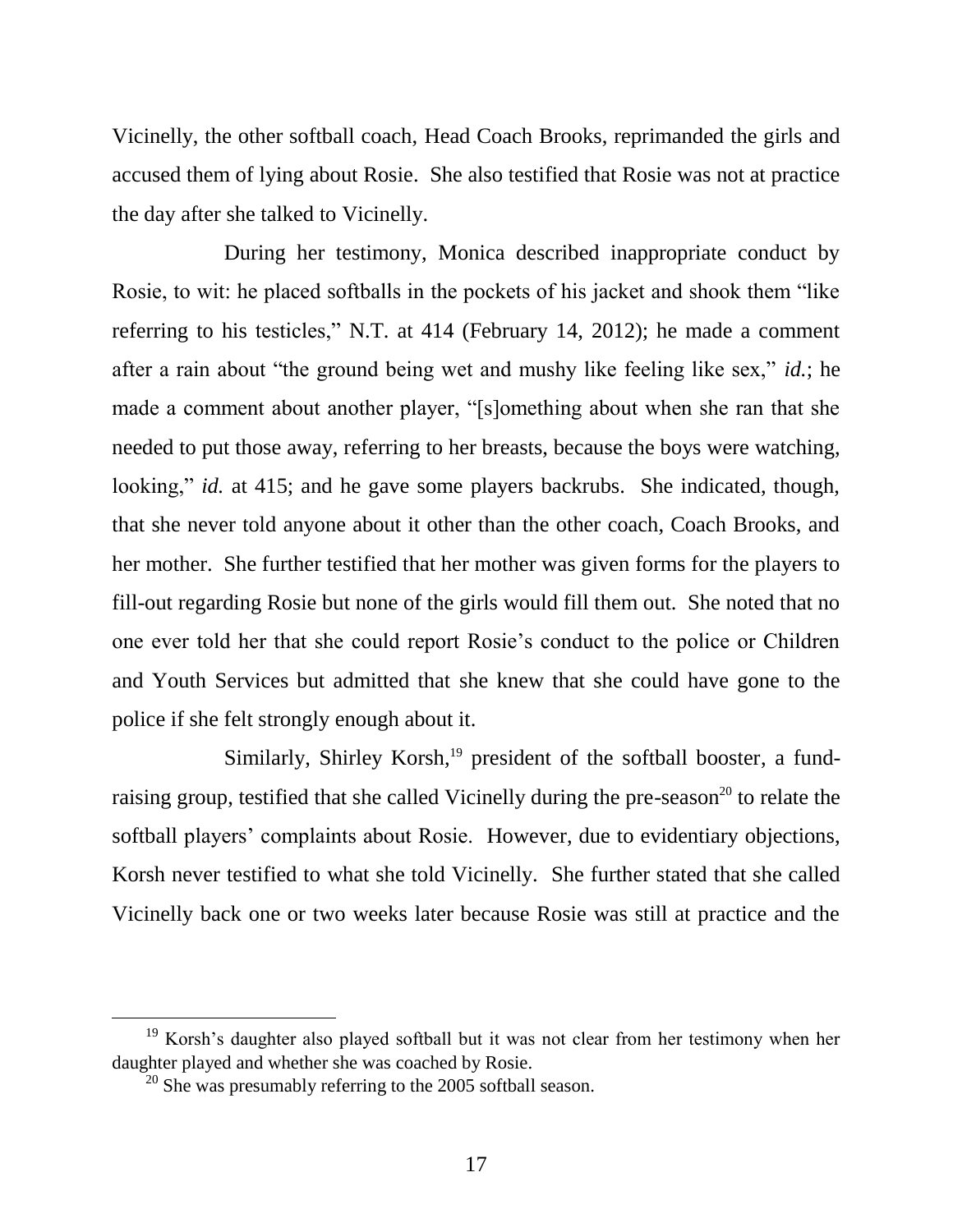Vicinelly, the other softball coach, Head Coach Brooks, reprimanded the girls and accused them of lying about Rosie. She also testified that Rosie was not at practice the day after she talked to Vicinelly.

During her testimony, Monica described inappropriate conduct by Rosie, to wit: he placed softballs in the pockets of his jacket and shook them "like referring to his testicles," N.T. at 414 (February 14, 2012); he made a comment after a rain about "the ground being wet and mushy like feeling like sex," *id.*; he made a comment about another player, "[s]omething about when she ran that she needed to put those away, referring to her breasts, because the boys were watching, looking," *id.* at 415; and he gave some players backrubs. She indicated, though, that she never told anyone about it other than the other coach, Coach Brooks, and her mother. She further testified that her mother was given forms for the players to fill-out regarding Rosie but none of the girls would fill them out. She noted that no one ever told her that she could report Rosie's conduct to the police or Children and Youth Services but admitted that she knew that she could have gone to the police if she felt strongly enough about it.

Similarly, Shirley Korsh,[19] president of the softball booster, a fund-raising group, testified that she called Vicinelly during the pre-season[20] to relate the softball players' complaints about Rosie. However, due to evidentiary objections, Korsh never testified to what she told Vicinelly. She further stated that she called Vicinelly back one or two weeks later because Rosie was still at practice and the

---

[19] Korsh's daughter also played softball but it was not clear from her testimony when her daughter played and whether she was coached by Rosie.

[20] She was presumably referring to the 2005 softball season.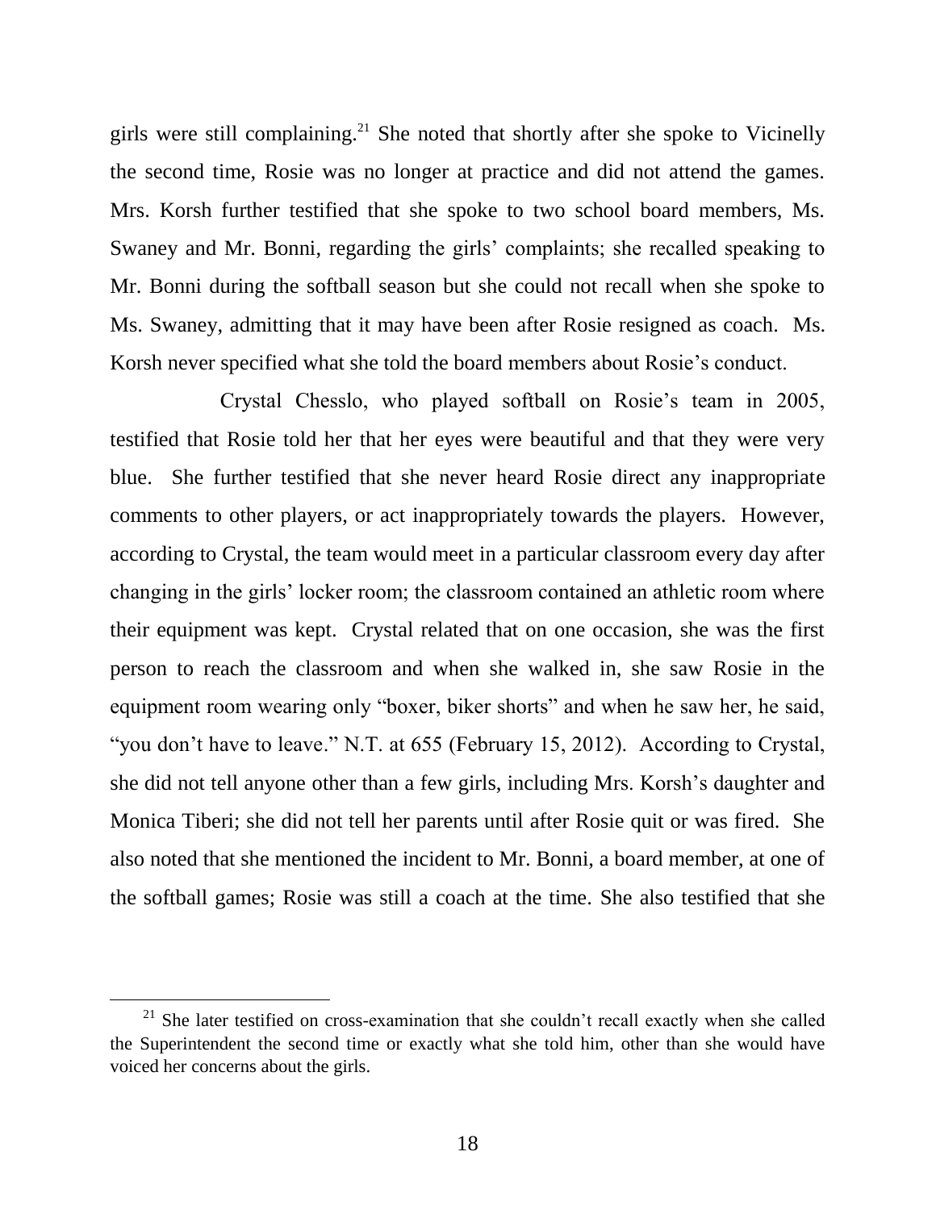girls were still complaining.[21] She noted that shortly after she spoke to Vicinelly the second time, Rosie was no longer at practice and did not attend the games. Mrs. Korsh further testified that she spoke to two school board members, Ms. Swaney and Mr. Bonni, regarding the girls' complaints; she recalled speaking to Mr. Bonni during the softball season but she could not recall when she spoke to Ms. Swaney, admitting that it may have been after Rosie resigned as coach. Ms. Korsh never specified what she told the board members about Rosie's conduct.

Crystal Chesslo, who played softball on Rosie's team in 2005, testified that Rosie told her that her eyes were beautiful and that they were very blue. She further testified that she never heard Rosie direct any inappropriate comments to other players, or act inappropriately towards the players. However, according to Crystal, the team would meet in a particular classroom every day after changing in the girls' locker room; the classroom contained an athletic room where their equipment was kept. Crystal related that on one occasion, she was the first person to reach the classroom and when she walked in, she saw Rosie in the equipment room wearing only "boxer, biker shorts" and when he saw her, he said, "you don't have to leave." N.T. at 655 (February 15, 2012). According to Crystal, she did not tell anyone other than a few girls, including Mrs. Korsh's daughter and Monica Tiberi; she did not tell her parents until after Rosie quit or was fired. She also noted that she mentioned the incident to Mr. Bonni, a board member, at one of the softball games; Rosie was still a coach at the time. She also testified that she

[21] She later testified on cross-examination that she couldn't recall exactly when she called the Superintendent the second time or exactly what she told him, other than she would have voiced her concerns about the girls.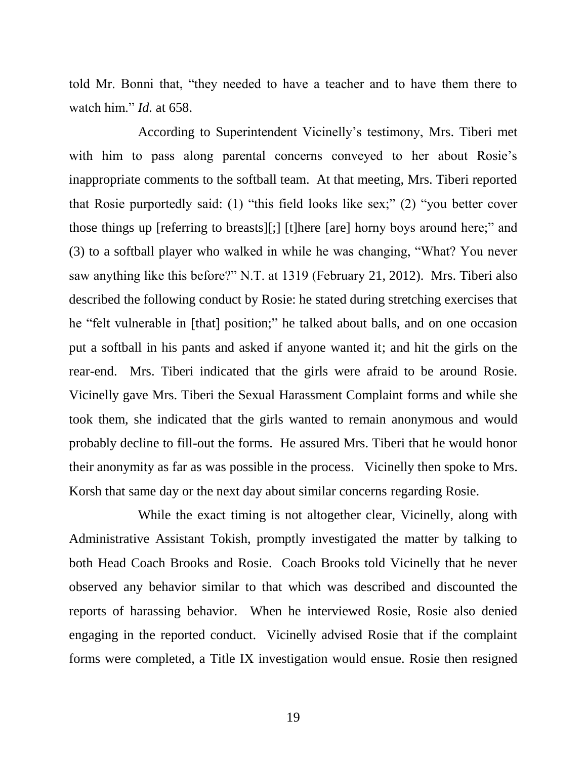told Mr. Bonni that, "they needed to have a teacher and to have them there to watch him." *Id.* at 658.

According to Superintendent Vicinelly's testimony, Mrs. Tiberi met with him to pass along parental concerns conveyed to her about Rosie's inappropriate comments to the softball team. At that meeting, Mrs. Tiberi reported that Rosie purportedly said: (1) "this field looks like sex;" (2) "you better cover those things up [referring to breasts][;] [t]here [are] horny boys around here;" and (3) to a softball player who walked in while he was changing, "What? You never saw anything like this before?" N.T. at 1319 (February 21, 2012). Mrs. Tiberi also described the following conduct by Rosie: he stated during stretching exercises that he "felt vulnerable in [that] position;" he talked about balls, and on one occasion put a softball in his pants and asked if anyone wanted it; and hit the girls on the rear-end. Mrs. Tiberi indicated that the girls were afraid to be around Rosie. Vicinelly gave Mrs. Tiberi the Sexual Harassment Complaint forms and while she took them, she indicated that the girls wanted to remain anonymous and would probably decline to fill-out the forms. He assured Mrs. Tiberi that he would honor their anonymity as far as was possible in the process. Vicinelly then spoke to Mrs. Korsh that same day or the next day about similar concerns regarding Rosie.

While the exact timing is not altogether clear, Vicinelly, along with Administrative Assistant Tokish, promptly investigated the matter by talking to both Head Coach Brooks and Rosie. Coach Brooks told Vicinelly that he never observed any behavior similar to that which was described and discounted the reports of harassing behavior. When he interviewed Rosie, Rosie also denied engaging in the reported conduct. Vicinelly advised Rosie that if the complaint forms were completed, a Title IX investigation would ensue. Rosie then resigned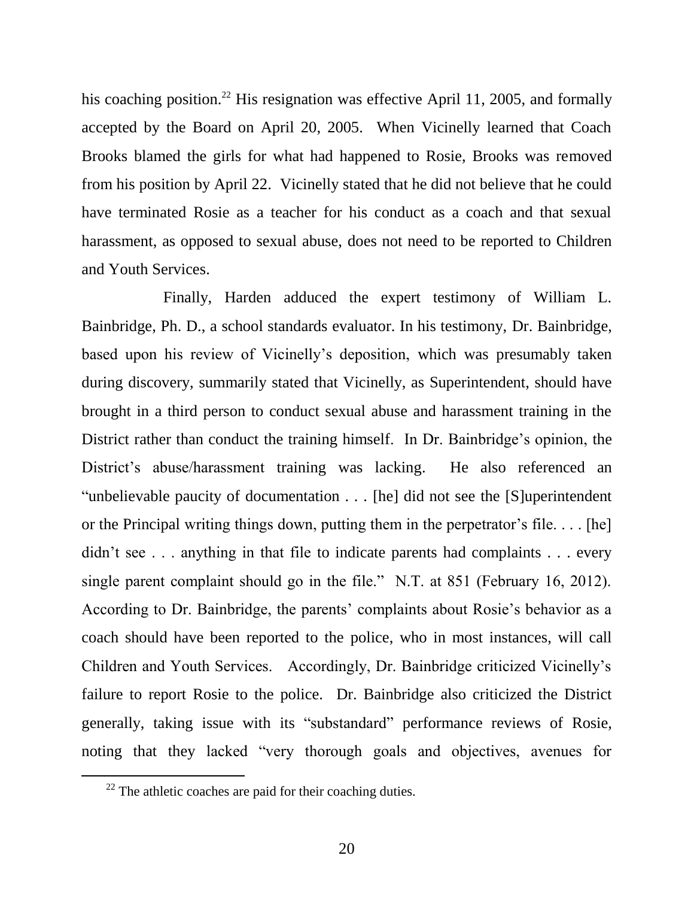his coaching position.[22] His resignation was effective April 11, 2005, and formally accepted by the Board on April 20, 2005. When Vicinelly learned that Coach Brooks blamed the girls for what had happened to Rosie, Brooks was removed from his position by April 22. Vicinelly stated that he did not believe that he could have terminated Rosie as a teacher for his conduct as a coach and that sexual harassment, as opposed to sexual abuse, does not need to be reported to Children and Youth Services.

Finally, Harden adduced the expert testimony of William L. Bainbridge, Ph. D., a school standards evaluator. In his testimony, Dr. Bainbridge, based upon his review of Vicinelly's deposition, which was presumably taken during discovery, summarily stated that Vicinelly, as Superintendent, should have brought in a third person to conduct sexual abuse and harassment training in the District rather than conduct the training himself. In Dr. Bainbridge's opinion, the District's abuse/harassment training was lacking. He also referenced an "unbelievable paucity of documentation . . . [he] did not see the [S]uperintendent or the Principal writing things down, putting them in the perpetrator's file. . . . [he] didn't see . . . anything in that file to indicate parents had complaints . . . every single parent complaint should go in the file." N.T. at 851 (February 16, 2012). According to Dr. Bainbridge, the parents' complaints about Rosie's behavior as a coach should have been reported to the police, who in most instances, will call Children and Youth Services. Accordingly, Dr. Bainbridge criticized Vicinelly's failure to report Rosie to the police. Dr. Bainbridge also criticized the District generally, taking issue with its "substandard" performance reviews of Rosie, noting that they lacked "very thorough goals and objectives, avenues for

---

[22] The athletic coaches are paid for their coaching duties.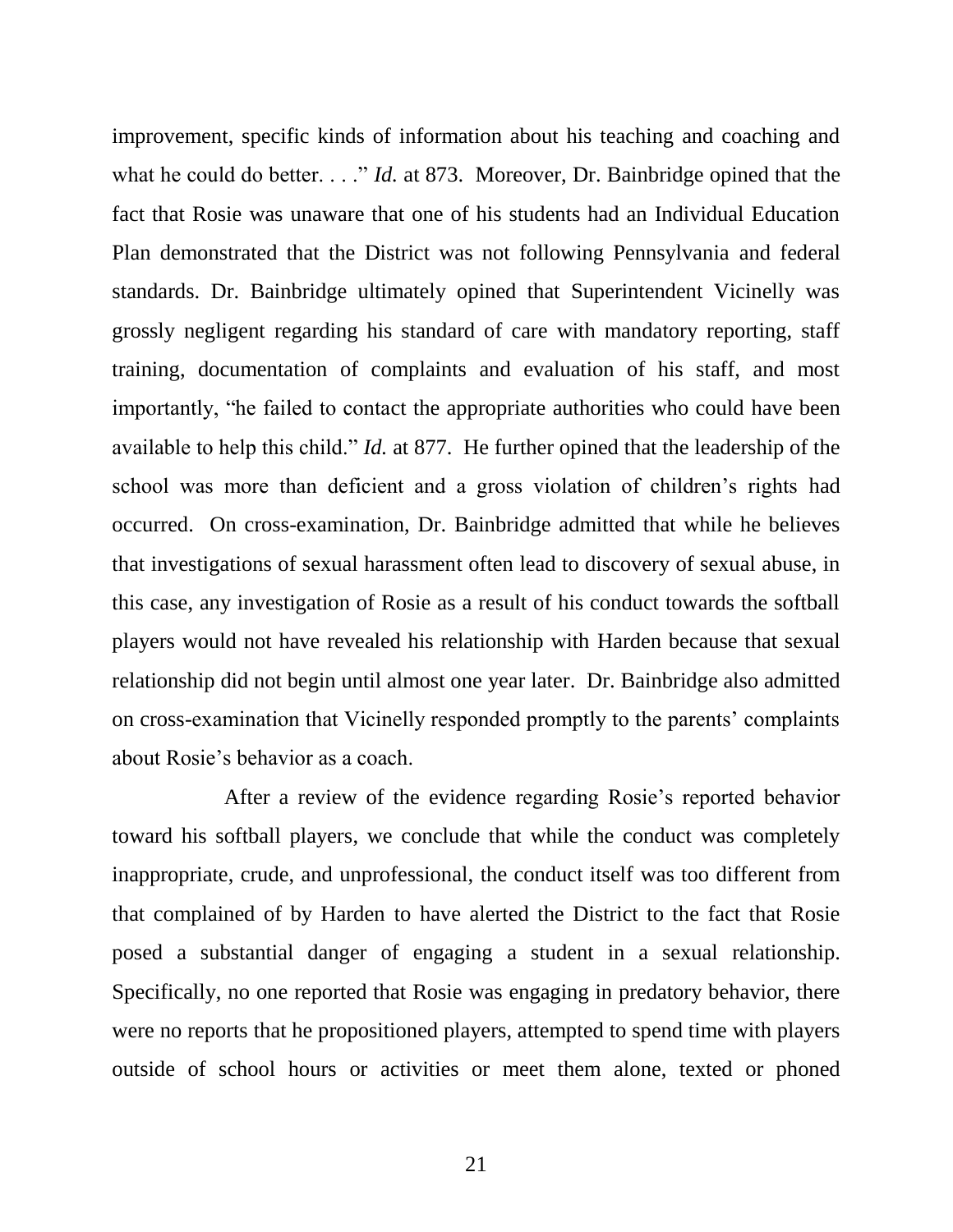improvement, specific kinds of information about his teaching and coaching and what he could do better. . . ." *Id.* at 873. Moreover, Dr. Bainbridge opined that the fact that Rosie was unaware that one of his students had an Individual Education Plan demonstrated that the District was not following Pennsylvania and federal standards. Dr. Bainbridge ultimately opined that Superintendent Vicinelly was grossly negligent regarding his standard of care with mandatory reporting, staff training, documentation of complaints and evaluation of his staff, and most importantly, "he failed to contact the appropriate authorities who could have been available to help this child." *Id.* at 877. He further opined that the leadership of the school was more than deficient and a gross violation of children's rights had occurred. On cross-examination, Dr. Bainbridge admitted that while he believes that investigations of sexual harassment often lead to discovery of sexual abuse, in this case, any investigation of Rosie as a result of his conduct towards the softball players would not have revealed his relationship with Harden because that sexual relationship did not begin until almost one year later. Dr. Bainbridge also admitted on cross-examination that Vicinelly responded promptly to the parents' complaints about Rosie's behavior as a coach.

After a review of the evidence regarding Rosie's reported behavior toward his softball players, we conclude that while the conduct was completely inappropriate, crude, and unprofessional, the conduct itself was too different from that complained of by Harden to have alerted the District to the fact that Rosie posed a substantial danger of engaging a student in a sexual relationship. Specifically, no one reported that Rosie was engaging in predatory behavior, there were no reports that he propositioned players, attempted to spend time with players outside of school hours or activities or meet them alone, texted or phoned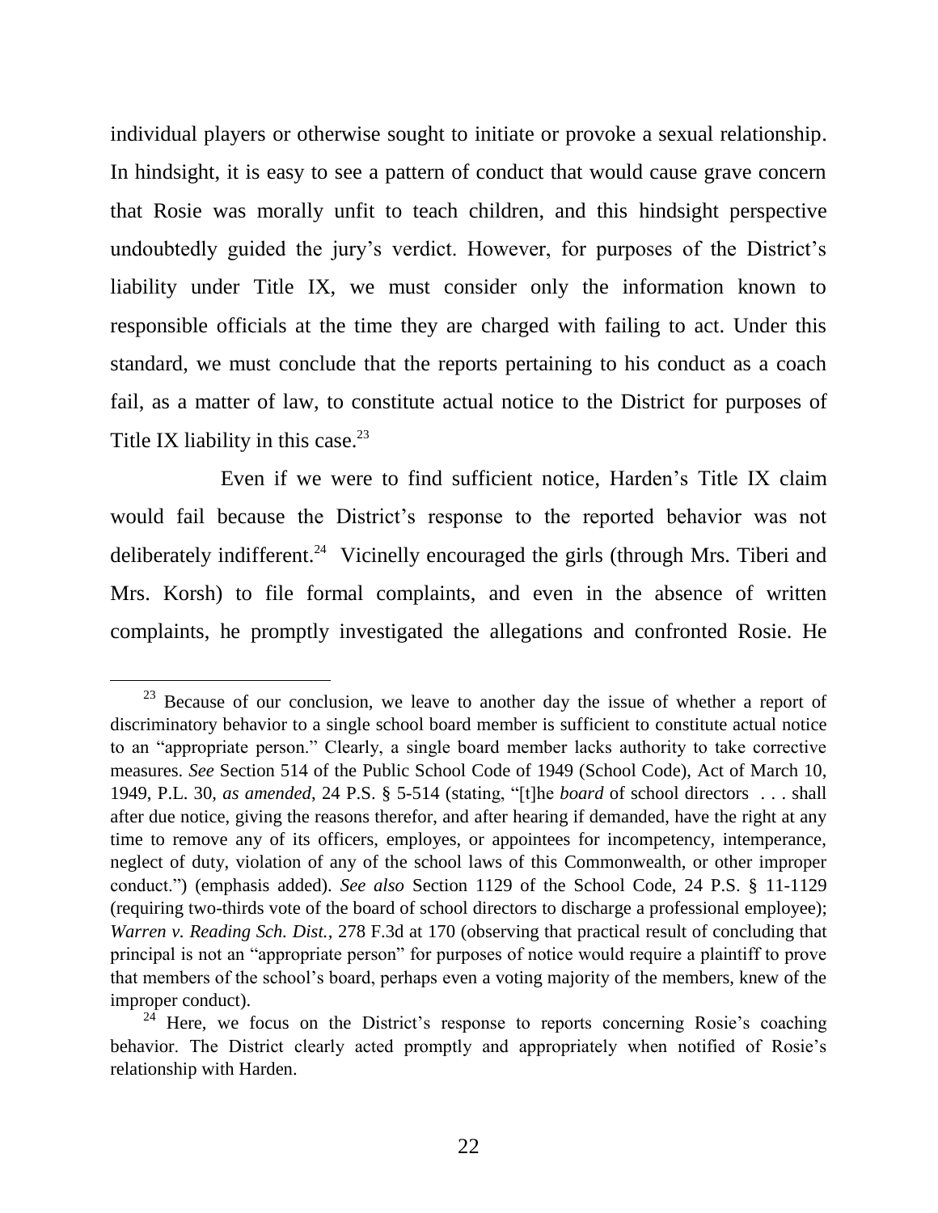individual players or otherwise sought to initiate or provoke a sexual relationship. In hindsight, it is easy to see a pattern of conduct that would cause grave concern that Rosie was morally unfit to teach children, and this hindsight perspective undoubtedly guided the jury's verdict. However, for purposes of the District's liability under Title IX, we must consider only the information known to responsible officials at the time they are charged with failing to act. Under this standard, we must conclude that the reports pertaining to his conduct as a coach fail, as a matter of law, to constitute actual notice to the District for purposes of Title IX liability in this case.[23]

Even if we were to find sufficient notice, Harden's Title IX claim would fail because the District's response to the reported behavior was not deliberately indifferent.[24] Vicinelly encouraged the girls (through Mrs. Tiberi and Mrs. Korsh) to file formal complaints, and even in the absence of written complaints, he promptly investigated the allegations and confronted Rosie. He

---

[23] Because of our conclusion, we leave to another day the issue of whether a report of discriminatory behavior to a single school board member is sufficient to constitute actual notice to an "appropriate person." Clearly, a single board member lacks authority to take corrective measures. *See* Section 514 of the Public School Code of 1949 (School Code), Act of March 10, 1949, P.L. 30, *as amended*, 24 P.S. § 5-514 (stating, "[t]he *board* of school directors . . . shall after due notice, giving the reasons therefor, and after hearing if demanded, have the right at any time to remove any of its officers, employes, or appointees for incompetency, intemperance, neglect of duty, violation of any of the school laws of this Commonwealth, or other improper conduct.") (emphasis added). *See also* Section 1129 of the School Code, 24 P.S. § 11-1129 (requiring two-thirds vote of the board of school directors to discharge a professional employee); *Warren v. Reading Sch. Dist.*, 278 F.3d at 170 (observing that practical result of concluding that principal is not an "appropriate person" for purposes of notice would require a plaintiff to prove that members of the school's board, perhaps even a voting majority of the members, knew of the improper conduct).

[24] Here, we focus on the District's response to reports concerning Rosie's coaching behavior. The District clearly acted promptly and appropriately when notified of Rosie's relationship with Harden.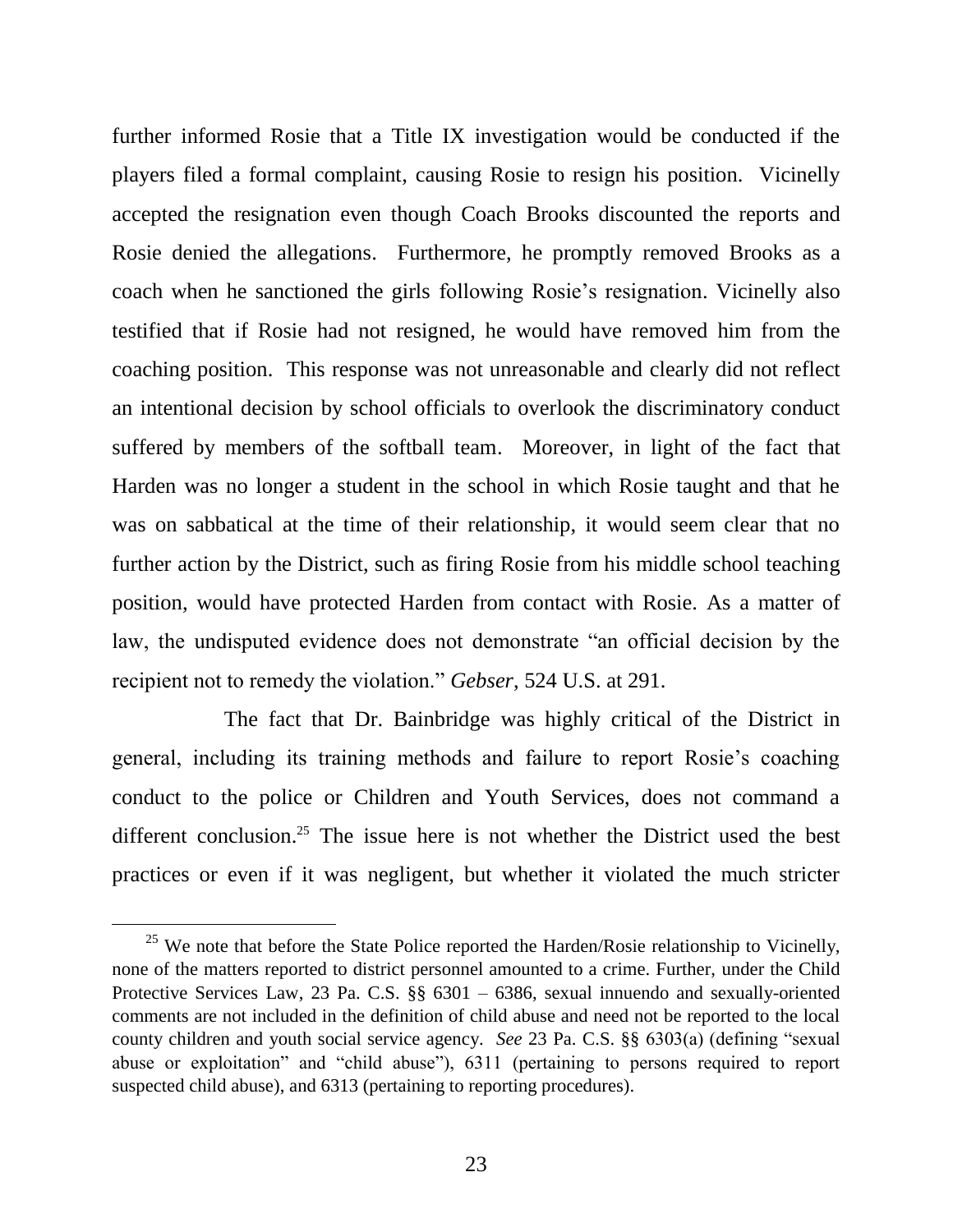further informed Rosie that a Title IX investigation would be conducted if the players filed a formal complaint, causing Rosie to resign his position. Vicinelly accepted the resignation even though Coach Brooks discounted the reports and Rosie denied the allegations. Furthermore, he promptly removed Brooks as a coach when he sanctioned the girls following Rosie's resignation. Vicinelly also testified that if Rosie had not resigned, he would have removed him from the coaching position. This response was not unreasonable and clearly did not reflect an intentional decision by school officials to overlook the discriminatory conduct suffered by members of the softball team. Moreover, in light of the fact that Harden was no longer a student in the school in which Rosie taught and that he was on sabbatical at the time of their relationship, it would seem clear that no further action by the District, such as firing Rosie from his middle school teaching position, would have protected Harden from contact with Rosie. As a matter of law, the undisputed evidence does not demonstrate "an official decision by the recipient not to remedy the violation." *Gebser*, 524 U.S. at 291.

The fact that Dr. Bainbridge was highly critical of the District in general, including its training methods and failure to report Rosie's coaching conduct to the police or Children and Youth Services, does not command a different conclusion.[25] The issue here is not whether the District used the best practices or even if it was negligent, but whether it violated the much stricter

---

[25] We note that before the State Police reported the Harden/Rosie relationship to Vicinelly, none of the matters reported to district personnel amounted to a crime. Further, under the Child Protective Services Law, 23 Pa. C.S. §§ 6301 – 6386, sexual innuendo and sexually-oriented comments are not included in the definition of child abuse and need not be reported to the local county children and youth social service agency. *See* 23 Pa. C.S. §§ 6303(a) (defining "sexual abuse or exploitation" and "child abuse"), 6311 (pertaining to persons required to report suspected child abuse), and 6313 (pertaining to reporting procedures).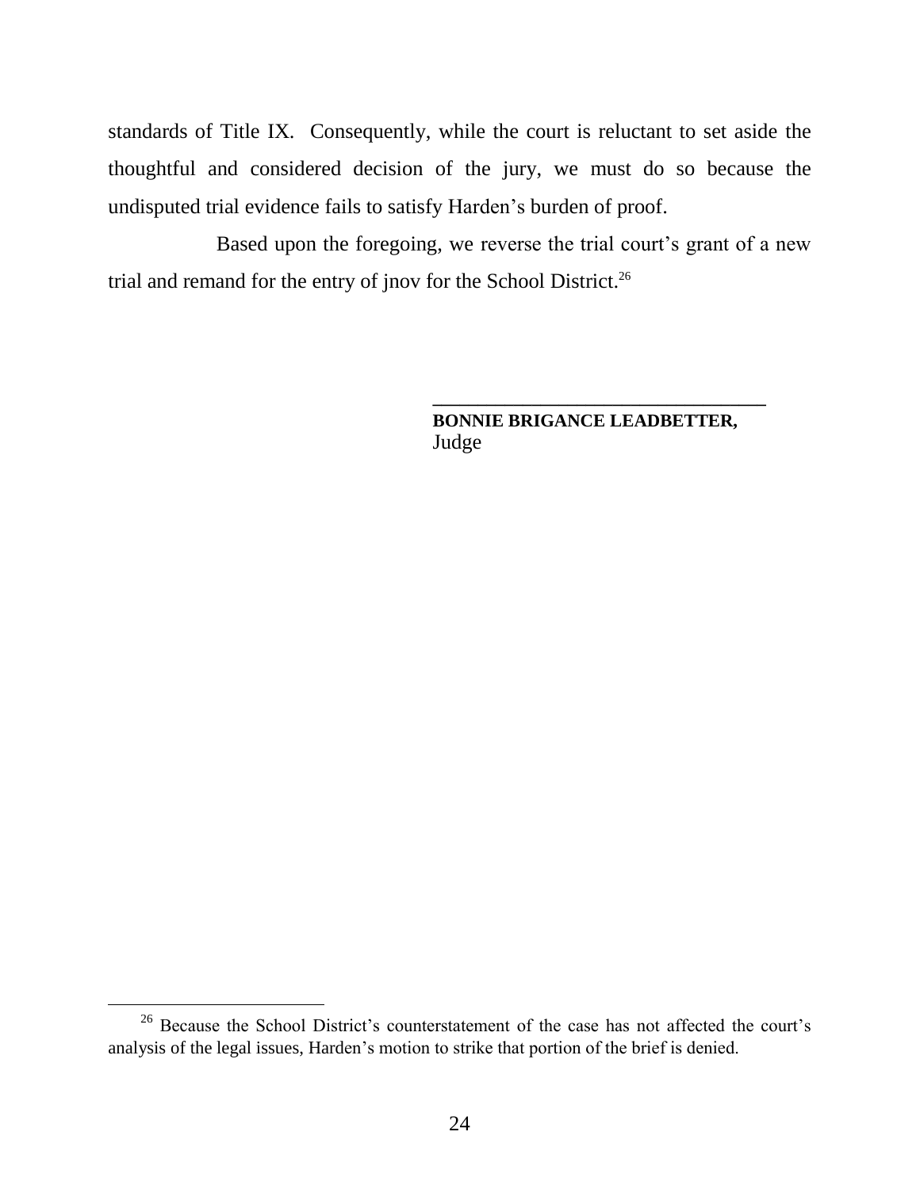standards of Title IX. Consequently, while the court is reluctant to set aside the thoughtful and considered decision of the jury, we must do so because the undisputed trial evidence fails to satisfy Harden's burden of proof.

Based upon the foregoing, we reverse the trial court's grant of a new trial and remand for the entry of jnov for the School District.[26]

___________________________________
**BONNIE BRIGANCE LEADBETTER,**
Judge

[26] Because the School District's counterstatement of the case has not affected the court's analysis of the legal issues, Harden's motion to strike that portion of the brief is denied.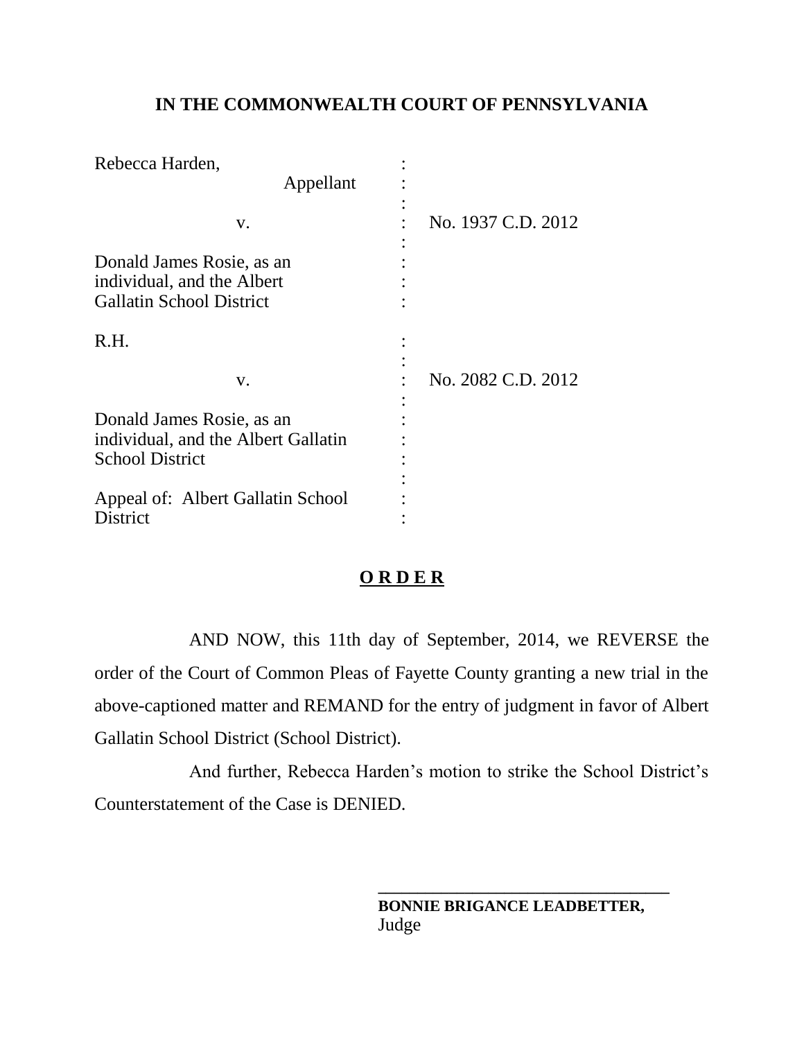**IN THE COMMONWEALTH COURT OF PENNSYLVANIA**

| | | |
|---|---|---|
| Rebecca Harden, Appellant | : | |
| v. | : | No. 1937 C.D. 2012 |
| Donald James Rosie, as an individual, and the Albert Gallatin School District | : | |
| R.H. | : | |
| v. | : | No. 2082 C.D. 2012 |
| Donald James Rosie, as an individual, and the Albert Gallatin School District | : | |
| Appeal of: Albert Gallatin School District | : | |

**O R D E R**

AND NOW, this 11th day of September, 2014, we REVERSE the order of the Court of Common Pleas of Fayette County granting a new trial in the above-captioned matter and REMAND for the entry of judgment in favor of Albert Gallatin School District (School District).

And further, Rebecca Harden's motion to strike the School District's Counterstatement of the Case is DENIED.

\_\_\_\_\_\_\_\_\_\_\_\_\_\_\_\_\_\_\_\_\_\_\_\_\_\_\_\_\_\_\_\_\_\_

**BONNIE BRIGANCE LEADBETTER,**
Judge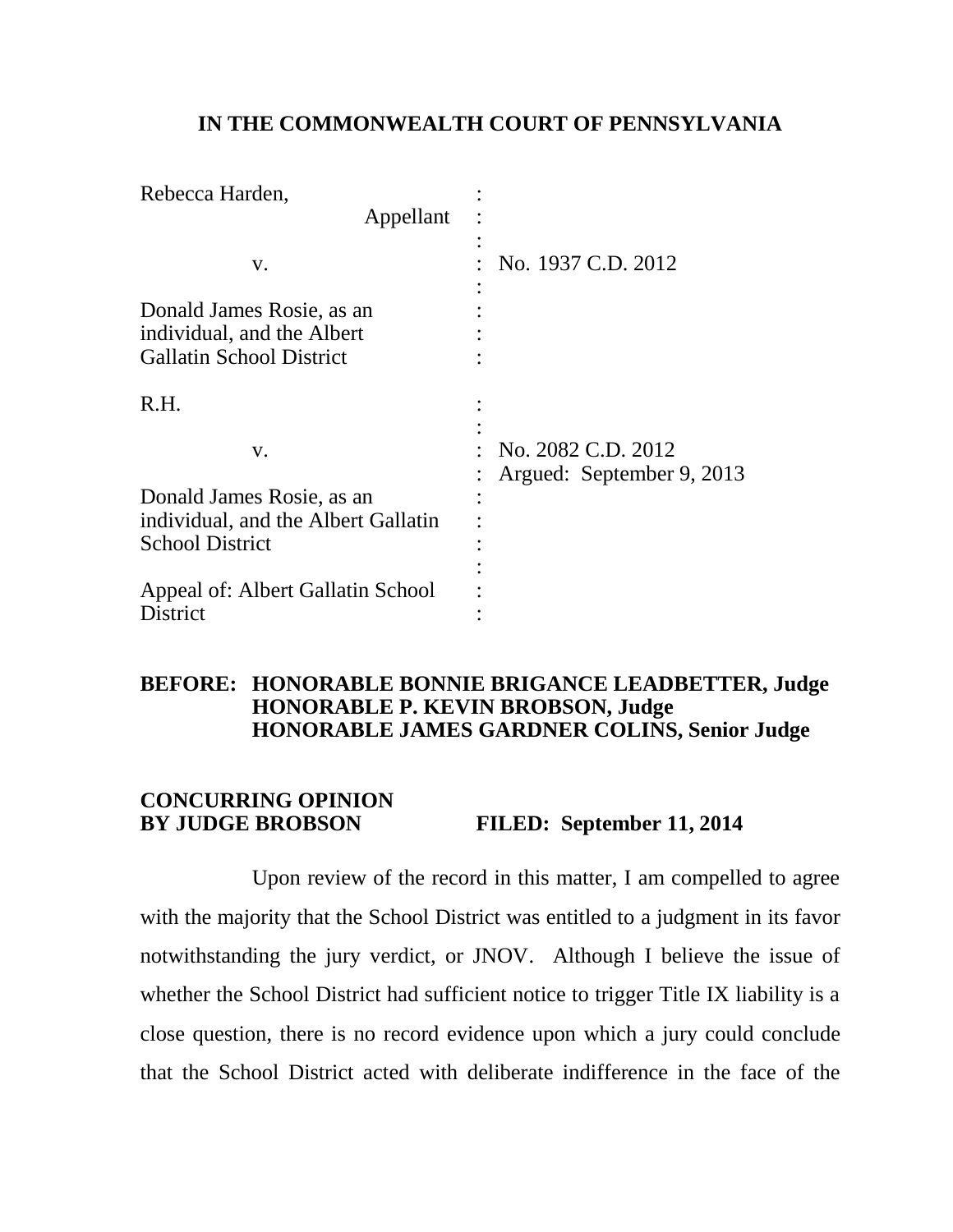**IN THE COMMONWEALTH COURT OF PENNSYLVANIA**

| | | |
|---|---|---|
| Rebecca Harden, Appellant | : | |
| v. | : | No. 1937 C.D. 2012 |
| Donald James Rosie, as an individual, and the Albert Gallatin School District | : | |
| R.H. | : | |
| v. | : | No. 2082 C.D. 2012 Argued: September 9, 2013 |
| Donald James Rosie, as an individual, and the Albert Gallatin School District | : | |
| Appeal of: Albert Gallatin School District | : | |

**BEFORE: HONORABLE BONNIE BRIGANCE LEADBETTER, Judge**
**HONORABLE P. KEVIN BROBSON, Judge**
**HONORABLE JAMES GARDNER COLINS, Senior Judge**

**CONCURRING OPINION BY JUDGE BROBSON FILED: September 11, 2014**

Upon review of the record in this matter, I am compelled to agree with the majority that the School District was entitled to a judgment in its favor notwithstanding the jury verdict, or JNOV. Although I believe the issue of whether the School District had sufficient notice to trigger Title IX liability is a close question, there is no record evidence upon which a jury could conclude that the School District acted with deliberate indifference in the face of the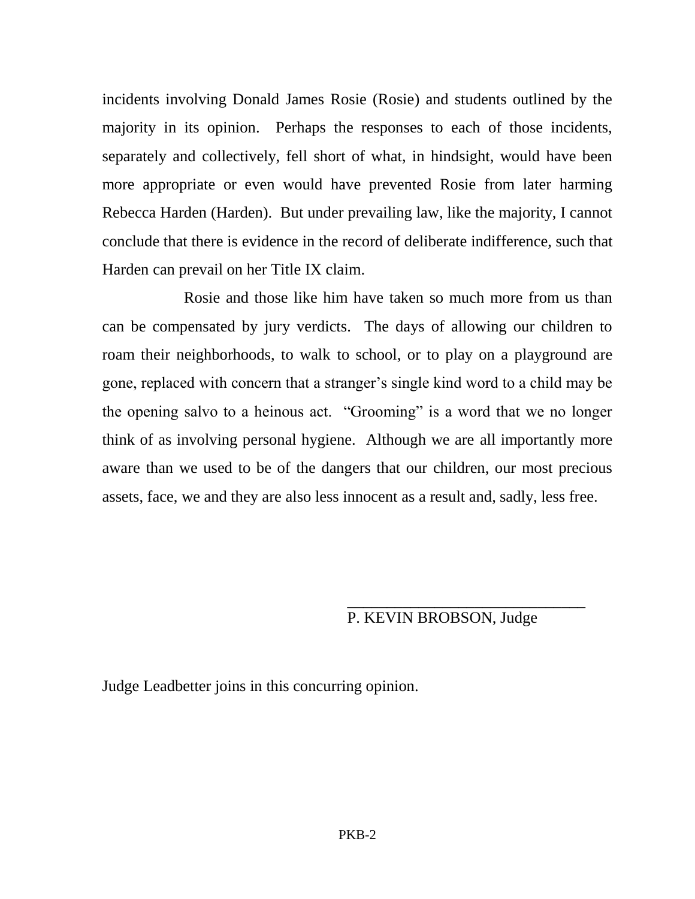incidents involving Donald James Rosie (Rosie) and students outlined by the majority in its opinion. Perhaps the responses to each of those incidents, separately and collectively, fell short of what, in hindsight, would have been more appropriate or even would have prevented Rosie from later harming Rebecca Harden (Harden). But under prevailing law, like the majority, I cannot conclude that there is evidence in the record of deliberate indifference, such that Harden can prevail on her Title IX claim.

Rosie and those like him have taken so much more from us than can be compensated by jury verdicts. The days of allowing our children to roam their neighborhoods, to walk to school, or to play on a playground are gone, replaced with concern that a stranger's single kind word to a child may be the opening salvo to a heinous act. "Grooming" is a word that we no longer think of as involving personal hygiene. Although we are all importantly more aware than we used to be of the dangers that our children, our most precious assets, face, we and they are also less innocent as a result and, sadly, less free.

\_\_\_\_\_\_\_\_\_\_\_\_\_\_\_\_\_\_\_\_\_\_\_\_\_\_\_\_\_\_\_\_
P. KEVIN BROBSON, Judge

Judge Leadbetter joins in this concurring opinion.